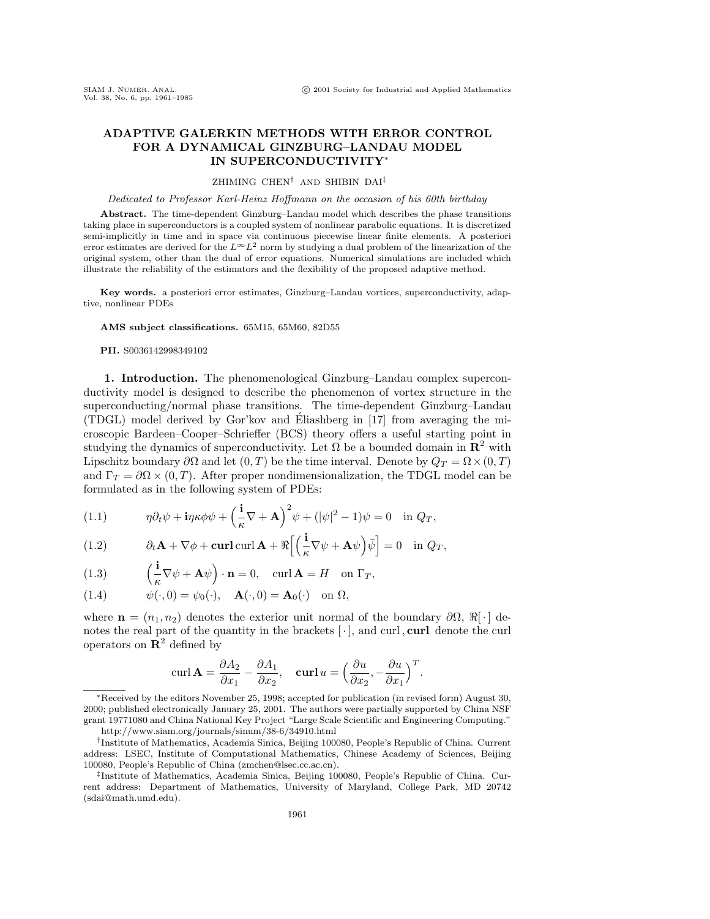# ADAPTIVE GALERKIN METHODS WITH ERROR CONTROL FOR A DYNAMICAL GINZBURG–LANDAU MODEL IN SUPERCONDUCTIVITY*

ZHIMING CHEN[†] AND SHIBIN DAI[‡]

*Dedicated to Professor Karl-Heinz Hoffmann on the occasion of his 60th birthday*

**Abstract.** The time-dependent Ginzburg–Landau model which describes the phase transitions taking place in superconductors is a coupled system of nonlinear parabolic equations. It is discretized semi-implicitly in time and in space via continuous piecewise linear finite elements. A posteriori error estimates are derived for the $L^\infty L^2$ norm by studying a dual problem of the linearization of the original system, other than the dual of error equations. Numerical simulations are included which illustrate the reliability of the estimators and the flexibility of the proposed adaptive method.

**Key words.** a posteriori error estimates, Ginzburg–Landau vortices, superconductivity, adaptive, nonlinear PDEs

**AMS subject classifications.** 65M15, 65M60, 82D55

**PII.** S0036142998349102

## 1. Introduction.

The phenomenological Ginzburg–Landau complex superconductivity model is designed to describe the phenomenon of vortex structure in the superconducting/normal phase transitions. The time-dependent Ginzburg–Landau (TDGL) model derived by Gor'kov and Éliashberg in [17] from averaging the microscopic Bardeen–Cooper–Schrieffer (BCS) theory offers a useful starting point in studying the dynamics of superconductivity. Let $\Omega$ be a bounded domain in $\mathbf{R}^2$ with Lipschitz boundary $\partial\Omega$ and let $(0, T)$ be the time interval. Denote by $Q_T = \Omega \times (0, T)$ and $\Gamma_T = \partial\Omega \times (0, T)$. After proper nondimensionalization, the TDGL model can be formulated as in the following system of PDEs:

$$\eta\partial_t\psi + \mathbf{i}\eta\kappa\phi\psi + \Big(\frac{\mathbf{i}}{\kappa}\nabla + \mathbf{A}\Big)^2\psi + (|\psi|^2 - 1)\psi = 0 \quad \text{in } Q_T, \tag{1.1}$$

$$\partial_t\mathbf{A} + \nabla\phi + \mathbf{curl}\,\mathrm{curl}\,\mathbf{A} + \Re\Big[\Big(\frac{\mathbf{i}}{\kappa}\nabla\psi + \mathbf{A}\psi\Big)\bar{\psi}\Big] = 0 \quad \text{in } Q_T, \tag{1.2}$$

$$\Big(\frac{\mathbf{i}}{\kappa}\nabla\psi + \mathbf{A}\psi\Big)\cdot\mathbf{n} = 0, \quad \mathrm{curl}\,\mathbf{A} = H \quad \text{on } \Gamma_T, \tag{1.3}$$

$$\psi(\cdot, 0) = \psi_0(\cdot), \quad \mathbf{A}(\cdot, 0) = \mathbf{A}_0(\cdot) \quad \text{on } \Omega, \tag{1.4}$$

where $\mathbf{n} = (n_1, n_2)$ denotes the exterior unit normal of the boundary $\partial\Omega$, $\Re[\cdot]$ denotes the real part of the quantity in the brackets $[\cdot]$, and curl, **curl** denote the curl operators on $\mathbf{R}^2$ defined by

$$\mathrm{curl}\,\mathbf{A} = \frac{\partial A_2}{\partial x_1} - \frac{\partial A_1}{\partial x_2}, \quad \mathbf{curl}\,u = \Big(\frac{\partial u}{\partial x_2}, -\frac{\partial u}{\partial x_1}\Big)^T.$$

---

*Received by the editors November 25, 1998; accepted for publication (in revised form) August 30, 2000; published electronically January 25, 2001. The authors were partially supported by China NSF grant 19771080 and China National Key Project "Large Scale Scientific and Engineering Computing." http://www.siam.org/journals/sinum/38-6/34910.html

[†]Institute of Mathematics, Academia Sinica, Beijing 100080, People's Republic of China. Current address: LSEC, Institute of Computational Mathematics, Chinese Academy of Sciences, Beijing 100080, People's Republic of China (zmchen@lsec.cc.ac.cn).

[‡]Institute of Mathematics, Academia Sinica, Beijing 100080, People's Republic of China. Current address: Department of Mathematics, University of Maryland, College Park, MD 20742 (sdai@math.umd.edu).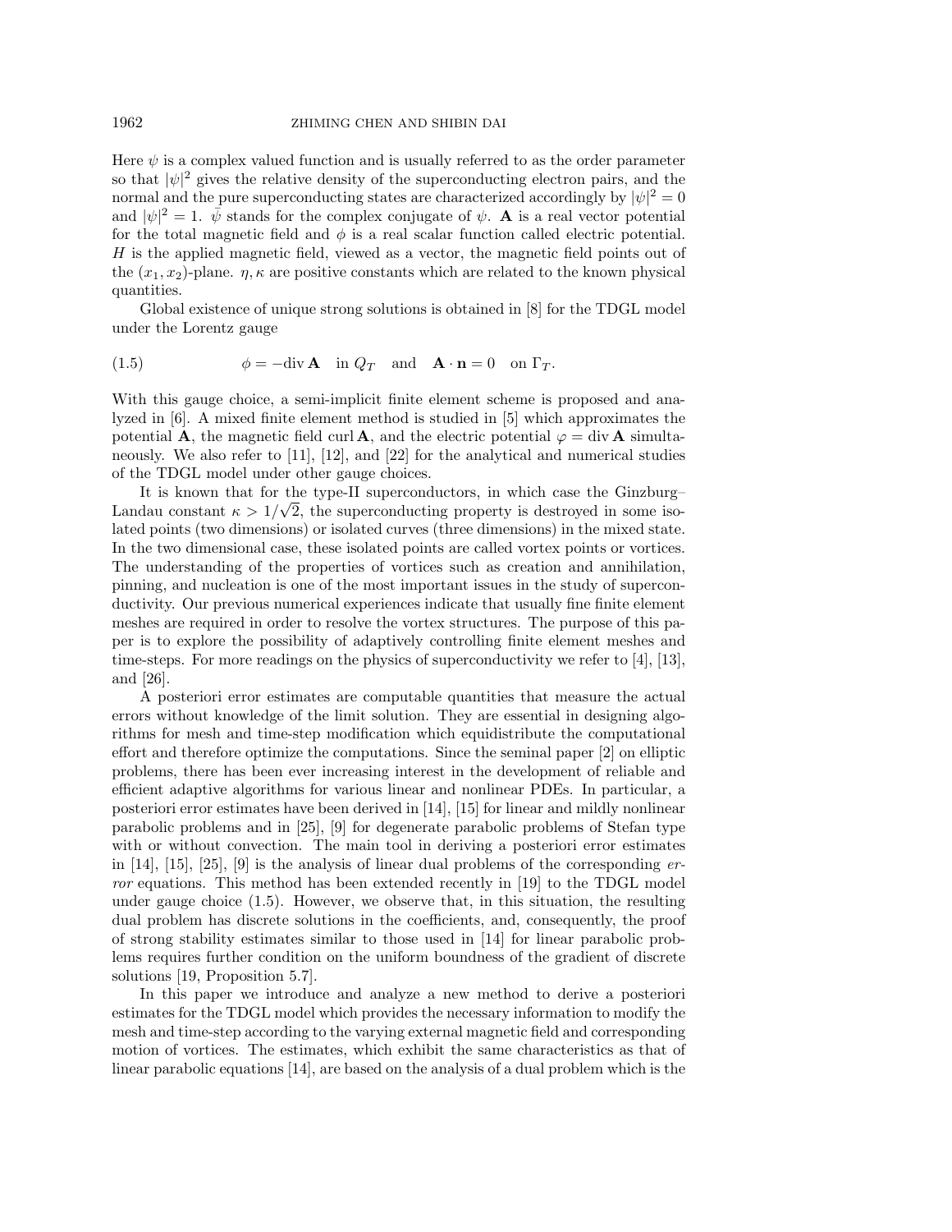Here $\psi$ is a complex valued function and is usually referred to as the order parameter so that $|\psi|^2$ gives the relative density of the superconducting electron pairs, and the normal and the pure superconducting states are characterized accordingly by $|\psi|^2 = 0$ and $|\psi|^2 = 1$. $\bar{\psi}$ stands for the complex conjugate of $\psi$. $\mathbf{A}$ is a real vector potential for the total magnetic field and $\phi$ is a real scalar function called electric potential. $H$ is the applied magnetic field, viewed as a vector, the magnetic field points out of the $(x_1, x_2)$-plane. $\eta, \kappa$ are positive constants which are related to the known physical quantities.

Global existence of unique strong solutions is obtained in [8] for the TDGL model under the Lorentz gauge

$$\phi = -\mathrm{div}\,\mathbf{A} \quad \text{in } Q_T \quad \text{and} \quad \mathbf{A}\cdot\mathbf{n} = 0 \quad \text{on } \Gamma_T. \tag{1.5}$$

With this gauge choice, a semi-implicit finite element scheme is proposed and analyzed in [6]. A mixed finite element method is studied in [5] which approximates the potential $\mathbf{A}$, the magnetic field $\mathrm{curl}\,\mathbf{A}$, and the electric potential $\varphi = \mathrm{div}\,\mathbf{A}$ simultaneously. We also refer to [11], [12], and [22] for the analytical and numerical studies of the TDGL model under other gauge choices.

It is known that for the type-II superconductors, in which case the Ginzburg–Landau constant $\kappa > 1/\sqrt{2}$, the superconducting property is destroyed in some isolated points (two dimensions) or isolated curves (three dimensions) in the mixed state. In the two dimensional case, these isolated points are called vortex points or vortices. The understanding of the properties of vortices such as creation and annihilation, pinning, and nucleation is one of the most important issues in the study of superconductivity. Our previous numerical experiences indicate that usually fine finite element meshes are required in order to resolve the vortex structures. The purpose of this paper is to explore the possibility of adaptively controlling finite element meshes and time-steps. For more readings on the physics of superconductivity we refer to [4], [13], and [26].

A posteriori error estimates are computable quantities that measure the actual errors without knowledge of the limit solution. They are essential in designing algorithms for mesh and time-step modification which equidistribute the computational effort and therefore optimize the computations. Since the seminal paper [2] on elliptic problems, there has been ever increasing interest in the development of reliable and efficient adaptive algorithms for various linear and nonlinear PDEs. In particular, a posteriori error estimates have been derived in [14], [15] for linear and mildly nonlinear parabolic problems and in [25], [9] for degenerate parabolic problems of Stefan type with or without convection. The main tool in deriving a posteriori error estimates in [14], [15], [25], [9] is the analysis of linear dual problems of the corresponding *error* equations. This method has been extended recently in [19] to the TDGL model under gauge choice (1.5). However, we observe that, in this situation, the resulting dual problem has discrete solutions in the coefficients, and, consequently, the proof of strong stability estimates similar to those used in [14] for linear parabolic problems requires further condition on the uniform boundness of the gradient of discrete solutions [19, Proposition 5.7].

In this paper we introduce and analyze a new method to derive a posteriori estimates for the TDGL model which provides the necessary information to modify the mesh and time-step according to the varying external magnetic field and corresponding motion of vortices. The estimates, which exhibit the same characteristics as that of linear parabolic equations [14], are based on the analysis of a dual problem which is the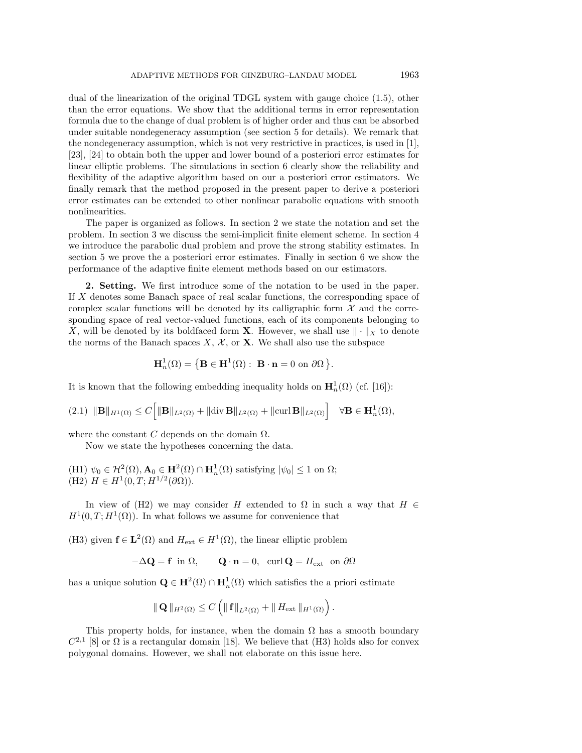dual of the linearization of the original TDGL system with gauge choice (1.5), other than the error equations. We show that the additional terms in error representation formula due to the change of dual problem is of higher order and thus can be absorbed under suitable nondegeneracy assumption (see section 5 for details). We remark that the nondegeneracy assumption, which is not very restrictive in practices, is used in [1], [23], [24] to obtain both the upper and lower bound of a posteriori error estimates for linear elliptic problems. The simulations in section 6 clearly show the reliability and flexibility of the adaptive algorithm based on our a posteriori error estimators. We finally remark that the method proposed in the present paper to derive a posteriori error estimates can be extended to other nonlinear parabolic equations with smooth nonlinearities.

The paper is organized as follows. In section 2 we state the notation and set the problem. In section 3 we discuss the semi-implicit finite element scheme. In section 4 we introduce the parabolic dual problem and prove the strong stability estimates. In section 5 we prove the a posteriori error estimates. Finally in section 6 we show the performance of the adaptive finite element methods based on our estimators.

## 2. Setting.

We first introduce some of the notation to be used in the paper. If $X$ denotes some Banach space of real scalar functions, the corresponding space of complex scalar functions will be denoted by its calligraphic form $\mathcal{X}$ and the corresponding space of real vector-valued functions, each of its components belonging to $X$, will be denoted by its boldfaced form $\mathbf{X}$. However, we shall use $\|\cdot\|_X$ to denote the norms of the Banach spaces $X$, $\mathcal{X}$, or $\mathbf{X}$. We shall also use the subspace

$$\mathbf{H}_n^1(\Omega) = \left\{ \mathbf{B} \in \mathbf{H}^1(\Omega) : \ \mathbf{B} \cdot \mathbf{n} = 0 \text{ on } \partial\Omega \right\}.$$

It is known that the following embedding inequality holds on $\mathbf{H}_n^1(\Omega)$ (cf. [16]):

$$\|\mathbf{B}\|_{H^1(\Omega)} \leq C\Big[ \|\mathbf{B}\|_{L^2(\Omega)} + \|\mathrm{div}\, \mathbf{B}\|_{L^2(\Omega)} + \|\mathrm{curl}\, \mathbf{B}\|_{L^2(\Omega)} \Big] \quad \forall \mathbf{B} \in \mathbf{H}_n^1(\Omega), \tag{2.1}$$

where the constant $C$ depends on the domain $\Omega$.

Now we state the hypotheses concerning the data.

(H1) $\psi_0 \in \mathcal{H}^2(\Omega), \mathbf{A}_0 \in \mathbf{H}^2(\Omega) \cap \mathbf{H}_n^1(\Omega)$ satisfying $|\psi_0| \leq 1$ on $\Omega$;
(H2) $H \in H^1(0, T; H^{1/2}(\partial\Omega))$.

In view of (H2) we may consider $H$ extended to $\Omega$ in such a way that $H \in H^1(0, T; H^1(\Omega))$. In what follows we assume for convenience that

(H3) given $\mathbf{f} \in \mathbf{L}^2(\Omega)$ and $H_{\mathrm{ext}} \in H^1(\Omega)$, the linear elliptic problem

$$-\Delta \mathbf{Q} = \mathbf{f} \ \text{ in } \Omega, \qquad \mathbf{Q} \cdot \mathbf{n} = 0, \ \ \mathrm{curl}\, \mathbf{Q} = H_{\mathrm{ext}} \ \text{ on } \partial\Omega$$

has a unique solution $\mathbf{Q} \in \mathbf{H}^2(\Omega) \cap \mathbf{H}_n^1(\Omega)$ which satisfies the a priori estimate

$$\|\, \mathbf{Q} \,\|_{H^2(\Omega)} \leq C \left( \|\, \mathbf{f} \,\|_{L^2(\Omega)} + \|\, H_{\mathrm{ext}} \,\|_{H^1(\Omega)} \right).$$

This property holds, for instance, when the domain $\Omega$ has a smooth boundary $C^{2,1}$ [8] or $\Omega$ is a rectangular domain [18]. We believe that (H3) holds also for convex polygonal domains. However, we shall not elaborate on this issue here.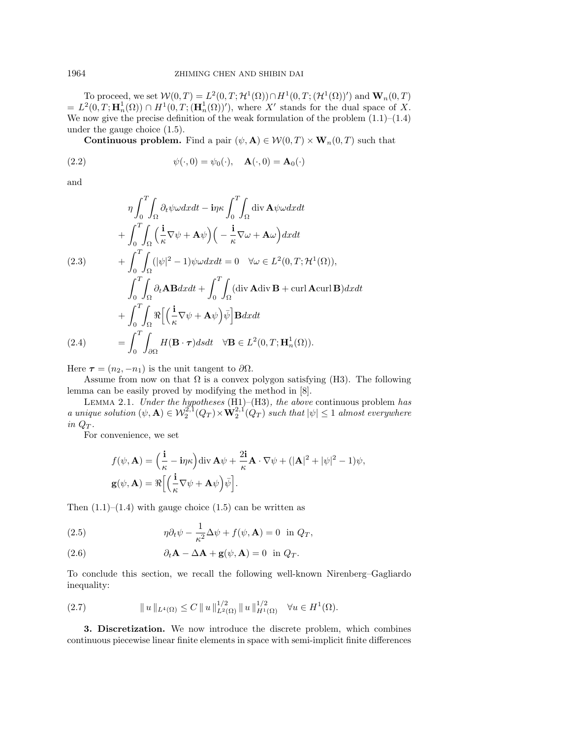To proceed, we set $\mathcal{W}(0,T) = L^2(0,T;\mathcal{H}^1(\Omega)) \cap H^1(0,T;(\mathcal{H}^1(\Omega))')$ and $\mathbf{W}_n(0,T) = L^2(0,T;\mathbf{H}_n^1(\Omega)) \cap H^1(0,T;(\mathbf{H}_n^1(\Omega))')$, where $X'$ stands for the dual space of $X$. We now give the precise definition of the weak formulation of the problem (1.1)–(1.4) under the gauge choice (1.5).

**Continuous problem.** Find a pair $(\psi, \mathbf{A}) \in \mathcal{W}(0,T) \times \mathbf{W}_n(0,T)$ such that

$$\psi(\cdot, 0) = \psi_0(\cdot), \quad \mathbf{A}(\cdot, 0) = \mathbf{A}_0(\cdot) \tag{2.2}$$

and

$$\begin{aligned}
&\eta \int_0^T \int_\Omega \partial_t \psi \omega dx dt - \mathbf{i}\eta\kappa \int_0^T \int_\Omega \operatorname{div} \mathbf{A} \psi \omega dx dt \\
&+ \int_0^T \int_\Omega \Big( \frac{\mathbf{i}}{\kappa} \nabla \psi + \mathbf{A}\psi \Big) \Big( -\frac{\mathbf{i}}{\kappa} \nabla \omega + \mathbf{A}\omega \Big) dx dt \\
&+ \int_0^T \int_\Omega (|\psi|^2 - 1)\psi \omega dx dt = 0 \quad \forall \omega \in L^2(0,T;\mathcal{H}^1(\Omega)),
\end{aligned} \tag{2.3}$$

$$\begin{aligned}
&\int_0^T \int_\Omega \partial_t \mathbf{A} \mathbf{B} dx dt + \int_0^T \int_\Omega (\operatorname{div} \mathbf{A} \operatorname{div} \mathbf{B} + \operatorname{curl} \mathbf{A} \operatorname{curl} \mathbf{B}) dx dt \\
&+ \int_0^T \int_\Omega \Re\Big[ \Big( \frac{\mathbf{i}}{\kappa} \nabla \psi + \mathbf{A}\psi \Big) \bar{\psi} \Big] \mathbf{B} dx dt \\
&= \int_0^T \int_{\partial\Omega} H(\mathbf{B} \cdot \boldsymbol{\tau}) ds dt \quad \forall \mathbf{B} \in L^2(0,T;\mathbf{H}_n^1(\Omega)).
\end{aligned} \tag{2.4}$$

Here $\boldsymbol{\tau} = (n_2, -n_1)$ is the unit tangent to $\partial\Omega$.

Assume from now on that $\Omega$ is a convex polygon satisfying (H3). The following lemma can be easily proved by modifying the method in [8].

LEMMA 2.1. *Under the hypotheses* (H1)–(H3)*, the above* continuous problem *has a unique solution* $(\psi, \mathbf{A}) \in \mathcal{W}_2^{2,1}(Q_T) \times \mathbf{W}_2^{2,1}(Q_T)$ *such that* $|\psi| \le 1$ *almost everywhere in* $Q_T$.

For convenience, we set

$$\begin{aligned}
f(\psi, \mathbf{A}) &= \Big( \frac{\mathbf{i}}{\kappa} - \mathbf{i}\eta\kappa \Big) \operatorname{div} \mathbf{A} \psi + \frac{2\mathbf{i}}{\kappa} \mathbf{A} \cdot \nabla \psi + (|\mathbf{A}|^2 + |\psi|^2 - 1)\psi, \\
\mathbf{g}(\psi, \mathbf{A}) &= \Re\Big[ \Big( \frac{\mathbf{i}}{\kappa} \nabla \psi + \mathbf{A}\psi \Big) \bar{\psi} \Big].
\end{aligned}$$

Then (1.1)–(1.4) with gauge choice (1.5) can be written as

$$\eta \partial_t \psi - \frac{1}{\kappa^2} \Delta \psi + f(\psi, \mathbf{A}) = 0 \quad \text{in } Q_T, \tag{2.5}$$

$$\partial_t \mathbf{A} - \Delta \mathbf{A} + \mathbf{g}(\psi, \mathbf{A}) = 0 \quad \text{in } Q_T. \tag{2.6}$$

To conclude this section, we recall the following well-known Nirenberg–Gagliardo inequality:

$$\| u \|_{L^4(\Omega)} \le C \| u \|_{L^2(\Omega)}^{1/2} \| u \|_{H^1(\Omega)}^{1/2} \quad \forall u \in H^1(\Omega). \tag{2.7}$$

**3. Discretization.** We now introduce the discrete problem, which combines continuous piecewise linear finite elements in space with semi-implicit finite differences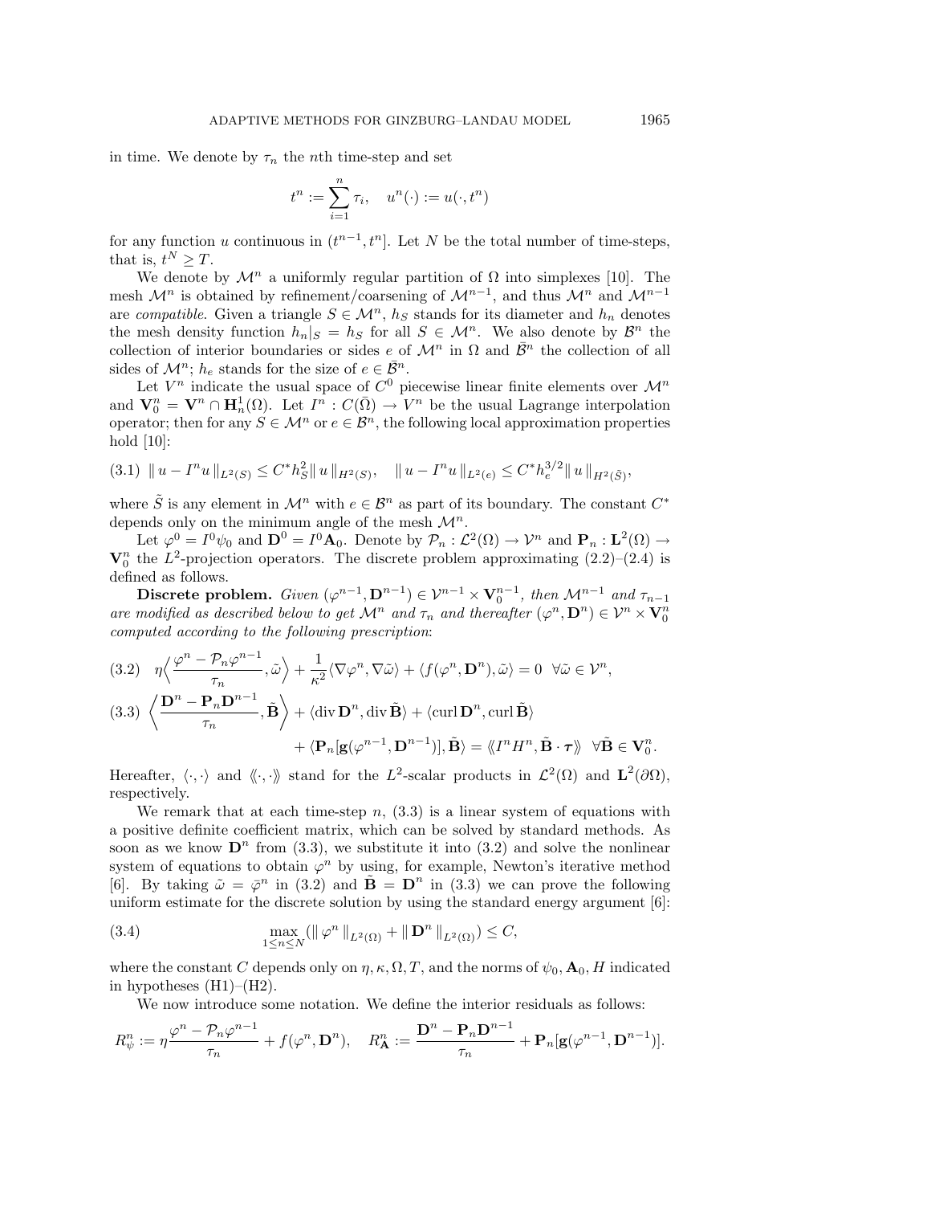in time. We denote by $\tau_n$ the $n$th time-step and set

$$t^n := \sum_{i=1}^{n} \tau_i, \quad u^n(\cdot) := u(\cdot, t^n)$$

for any function $u$ continuous in $(t^{n-1}, t^n]$. Let $N$ be the total number of time-steps, that is, $t^N \geq T$.

We denote by $\mathcal{M}^n$ a uniformly regular partition of $\Omega$ into simplexes [10]. The mesh $\mathcal{M}^n$ is obtained by refinement/coarsening of $\mathcal{M}^{n-1}$, and thus $\mathcal{M}^n$ and $\mathcal{M}^{n-1}$ are *compatible*. Given a triangle $S \in \mathcal{M}^n$, $h_S$ stands for its diameter and $h_n$ denotes the mesh density function $h_n|_S = h_S$ for all $S \in \mathcal{M}^n$. We also denote by $\mathcal{B}^n$ the collection of interior boundaries or sides $e$ of $\mathcal{M}^n$ in $\Omega$ and $\tilde{\mathcal{B}}^n$ the collection of all sides of $\mathcal{M}^n$; $h_e$ stands for the size of $e \in \tilde{\mathcal{B}}^n$.

Let $V^n$ indicate the usual space of $C^0$ piecewise linear finite elements over $\mathcal{M}^n$ and $\mathbf{V}_0^n = \mathbf{V}^n \cap \mathbf{H}_n^1(\Omega)$. Let $I^n : C(\bar{\Omega}) \to V^n$ be the usual Lagrange interpolation operator; then for any $S \in \mathcal{M}^n$ or $e \in \mathcal{B}^n$, the following local approximation properties hold [10]:

$$(3.1) \;\; \| u - I^n u \|_{L^2(S)} \leq C^* h_S^2 \| u \|_{H^2(S)}, \quad \| u - I^n u \|_{L^2(e)} \leq C^* h_e^{3/2} \| u \|_{H^2(\tilde{S})},$$

where $\tilde{S}$ is any element in $\mathcal{M}^n$ with $e \in \mathcal{B}^n$ as part of its boundary. The constant $C^*$ depends only on the minimum angle of the mesh $\mathcal{M}^n$.

Let $\varphi^0 = I^0 \psi_0$ and $\mathbf{D}^0 = I^0 \mathbf{A}_0$. Denote by $\mathcal{P}_n : \mathcal{L}^2(\Omega) \to \mathcal{V}^n$ and $\mathbf{P}_n : \mathbf{L}^2(\Omega) \to \mathbf{V}_0^n$ the $L^2$-projection operators. The discrete problem approximating (2.2)–(2.4) is defined as follows.

**Discrete problem.** *Given $(\varphi^{n-1}, \mathbf{D}^{n-1}) \in \mathcal{V}^{n-1} \times \mathbf{V}_0^{n-1}$, then $\mathcal{M}^{n-1}$ and $\tau_{n-1}$ are modified as described below to get $\mathcal{M}^n$ and $\tau_n$ and thereafter $(\varphi^n, \mathbf{D}^n) \in \mathcal{V}^n \times \mathbf{V}_0^n$ computed according to the following prescription*:

$$(3.2) \quad \eta \left\langle \frac{\varphi^n - \mathcal{P}_n \varphi^{n-1}}{\tau_n}, \tilde{\omega} \right\rangle + \frac{1}{\kappa^2} \langle \nabla \varphi^n, \nabla \tilde{\omega} \rangle + \langle f(\varphi^n, \mathbf{D}^n), \tilde{\omega} \rangle = 0 \quad \forall \tilde{\omega} \in \mathcal{V}^n,$$

$$(3.3) \quad \left\langle \frac{\mathbf{D}^n - \mathbf{P}_n \mathbf{D}^{n-1}}{\tau_n}, \tilde{\mathbf{B}} \right\rangle + \langle \operatorname{div} \mathbf{D}^n, \operatorname{div} \tilde{\mathbf{B}} \rangle + \langle \operatorname{curl} \mathbf{D}^n, \operatorname{curl} \tilde{\mathbf{B}} \rangle + \langle \mathbf{P}_n[\mathbf{g}(\varphi^{n-1}, \mathbf{D}^{n-1})], \tilde{\mathbf{B}} \rangle = \langle\!\langle I^n H^n, \tilde{\mathbf{B}} \cdot \boldsymbol{\tau} \rangle\!\rangle \quad \forall \tilde{\mathbf{B}} \in \mathbf{V}_0^n.$$

Hereafter, $\langle \cdot, \cdot \rangle$ and $\langle\!\langle \cdot, \cdot \rangle\!\rangle$ stand for the $L^2$-scalar products in $\mathcal{L}^2(\Omega)$ and $\mathbf{L}^2(\partial\Omega)$, respectively.

We remark that at each time-step $n$, (3.3) is a linear system of equations with a positive definite coefficient matrix, which can be solved by standard methods. As soon as we know $\mathbf{D}^n$ from (3.3), we substitute it into (3.2) and solve the nonlinear system of equations to obtain $\varphi^n$ by using, for example, Newton's iterative method [6]. By taking $\tilde{\omega} = \bar{\varphi}^n$ in (3.2) and $\tilde{\mathbf{B}} = \mathbf{D}^n$ in (3.3) we can prove the following uniform estimate for the discrete solution by using the standard energy argument [6]:

$$(3.4) \qquad \max_{1 \leq n \leq N} (\| \varphi^n \|_{L^2(\Omega)} + \| \mathbf{D}^n \|_{L^2(\Omega)}) \leq C,$$

where the constant $C$ depends only on $\eta, \kappa, \Omega, T$, and the norms of $\psi_0, \mathbf{A}_0, H$ indicated in hypotheses (H1)–(H2).

We now introduce some notation. We define the interior residuals as follows:

$$R_\psi^n := \eta \frac{\varphi^n - \mathcal{P}_n \varphi^{n-1}}{\tau_n} + f(\varphi^n, \mathbf{D}^n), \quad R_{\mathbf{A}}^n := \frac{\mathbf{D}^n - \mathbf{P}_n \mathbf{D}^{n-1}}{\tau_n} + \mathbf{P}_n[\mathbf{g}(\varphi^{n-1}, \mathbf{D}^{n-1})].$$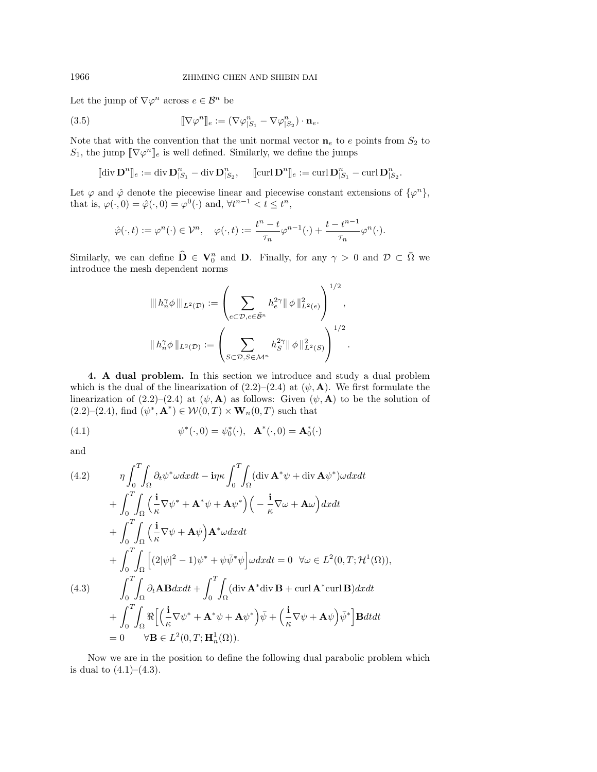Let the jump of $\nabla\varphi^n$ across $e \in \mathcal{B}^n$ be

$$\llbracket \nabla\varphi^n \rrbracket_e := (\nabla\varphi^n_{|S_1} - \nabla\varphi^n_{|S_2}) \cdot \mathbf{n}_e. \tag{3.5}$$

Note that with the convention that the unit normal vector $\mathbf{n}_e$ to $e$ points from $S_2$ to $S_1$, the jump $\llbracket \nabla\varphi^n \rrbracket_e$ is well defined. Similarly, we define the jumps

$$\llbracket \operatorname{div} \mathbf{D}^n \rrbracket_e := \operatorname{div} \mathbf{D}^n_{|S_1} - \operatorname{div} \mathbf{D}^n_{|S_2}, \quad \llbracket \operatorname{curl} \mathbf{D}^n \rrbracket_e := \operatorname{curl} \mathbf{D}^n_{|S_1} - \operatorname{curl} \mathbf{D}^n_{|S_2}.$$

Let $\varphi$ and $\hat{\varphi}$ denote the piecewise linear and piecewise constant extensions of $\{\varphi^n\}$, that is, $\varphi(\cdot, 0) = \hat{\varphi}(\cdot, 0) = \varphi^0(\cdot)$ and, $\forall t^{n-1} < t \le t^n$,

$$\hat{\varphi}(\cdot, t) := \varphi^n(\cdot) \in \mathcal{V}^n, \quad \varphi(\cdot, t) := \frac{t^n - t}{\tau_n}\varphi^{n-1}(\cdot) + \frac{t - t^{n-1}}{\tau_n}\varphi^n(\cdot).$$

Similarly, we can define $\widehat{\mathbf{D}} \in \mathbf{V}^n_0$ and $\mathbf{D}$. Finally, for any $\gamma > 0$ and $\mathcal{D} \subset \bar{\Omega}$ we introduce the mesh dependent norms

$$|\!|\!|\, h^\gamma_n \phi \,|\!|\!|_{L^2(\mathcal{D})} := \left( \sum_{e \subset \mathcal{D}, e \in \bar{\mathcal{B}}^n} h^{2\gamma}_e \| \phi \|^2_{L^2(e)} \right)^{1/2},$$

$$\| h^\gamma_n \phi \|_{L^2(\mathcal{D})} := \left( \sum_{S \subset \mathcal{D}, S \in \mathcal{M}^n} h^{2\gamma}_S \| \phi \|^2_{L^2(S)} \right)^{1/2}.$$

**4. A dual problem.** In this section we introduce and study a dual problem which is the dual of the linearization of (2.2)–(2.4) at $(\psi, \mathbf{A})$. We first formulate the linearization of (2.2)–(2.4) at $(\psi, \mathbf{A})$ as follows: Given $(\psi, \mathbf{A})$ to be the solution of (2.2)–(2.4), find $(\psi^*, \mathbf{A}^*) \in \mathcal{W}(0, T) \times \mathbf{W}_n(0, T)$ such that

$$\psi^*(\cdot, 0) = \psi^*_0(\cdot), \quad \mathbf{A}^*(\cdot, 0) = \mathbf{A}^*_0(\cdot) \tag{4.1}$$

and

$$\begin{aligned}
&\eta \int_0^T \int_\Omega \partial_t \psi^* \omega dx dt - \mathbf{i}\eta\kappa \int_0^T \int_\Omega (\operatorname{div} \mathbf{A}^* \psi + \operatorname{div} \mathbf{A}\psi^*)\omega dx dt \\
&+ \int_0^T \int_\Omega \Big( \frac{\mathbf{i}}{\kappa}\nabla\psi^* + \mathbf{A}^*\psi + \mathbf{A}\psi^* \Big) \Big( -\frac{\mathbf{i}}{\kappa}\nabla\omega + \mathbf{A}\omega \Big) dx dt \\
&+ \int_0^T \int_\Omega \Big( \frac{\mathbf{i}}{\kappa}\nabla\psi + \mathbf{A}\psi \Big) \mathbf{A}^* \omega dx dt \\
&+ \int_0^T \int_\Omega \Big[ (2|\psi|^2 - 1)\psi^* + \psi\bar{\psi}^*\psi \Big] \omega dx dt = 0 \quad \forall \omega \in L^2(0, T; \mathcal{H}^1(\Omega)),
\end{aligned} \tag{4.2}$$

$$\begin{aligned}
&\int_0^T \int_\Omega \partial_t \mathbf{A}\mathbf{B} dx dt + \int_0^T \int_\Omega (\operatorname{div} \mathbf{A}^* \operatorname{div} \mathbf{B} + \operatorname{curl} \mathbf{A}^* \operatorname{curl} \mathbf{B}) dx dt \\
&+ \int_0^T \int_\Omega \Re\Big[ \Big( \frac{\mathbf{i}}{\kappa}\nabla\psi^* + \mathbf{A}^*\psi + \mathbf{A}\psi^* \Big)\bar{\psi} + \Big( \frac{\mathbf{i}}{\kappa}\nabla\psi + \mathbf{A}\psi \Big)\bar{\psi}^* \Big] \mathbf{B} dt dt \\
&= 0 \qquad \forall \mathbf{B} \in L^2(0, T; \mathbf{H}^1_n(\Omega)).
\end{aligned} \tag{4.3}$$

Now we are in the position to define the following dual parabolic problem which is dual to (4.1)–(4.3).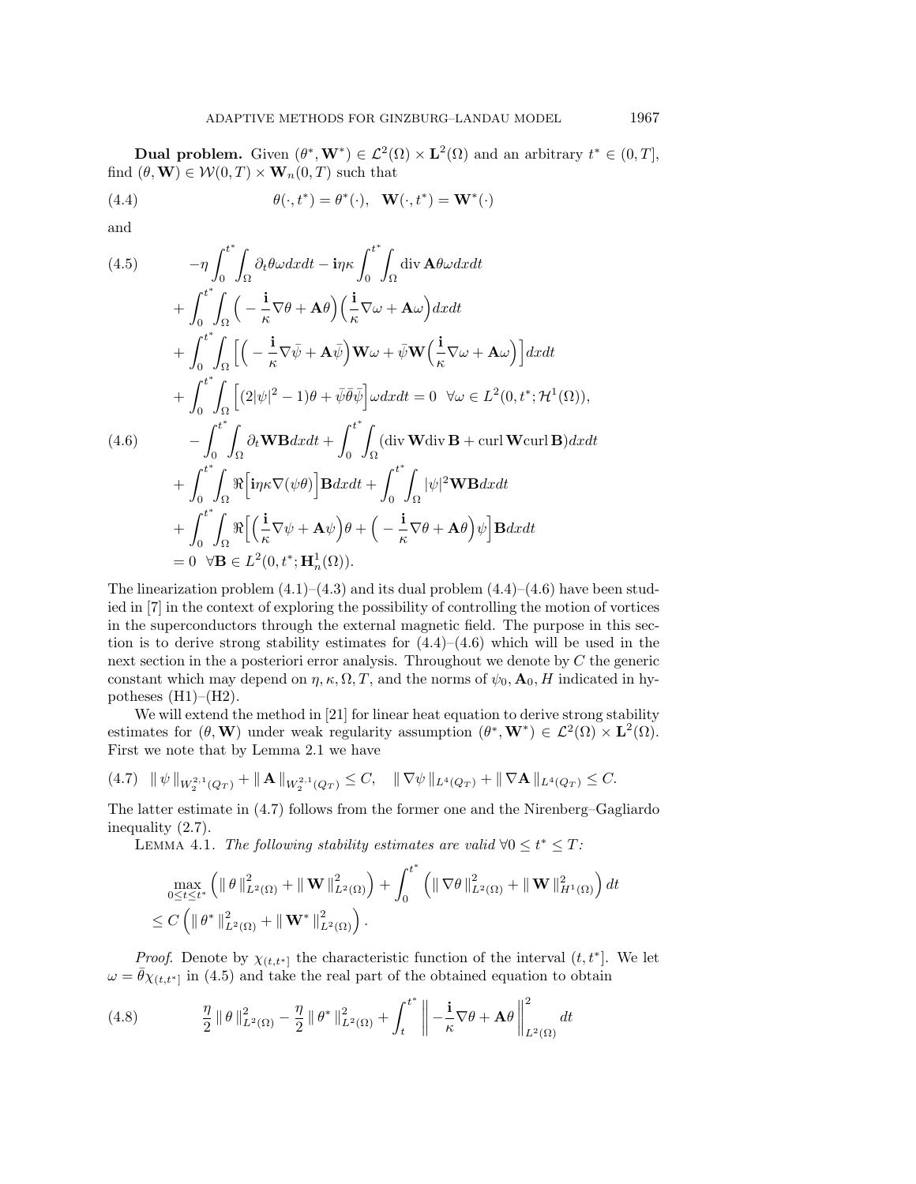**Dual problem.** Given $(\theta^*, \mathbf{W}^*) \in \mathcal{L}^2(\Omega) \times \mathbf{L}^2(\Omega)$ and an arbitrary $t^* \in (0, T]$, find $(\theta, \mathbf{W}) \in \mathcal{W}(0,T) \times \mathbf{W}_n(0,T)$ such that

$$\theta(\cdot, t^*) = \theta^*(\cdot), \quad \mathbf{W}(\cdot, t^*) = \mathbf{W}^*(\cdot) \tag{4.4}$$

and

$$\begin{aligned}
&-\eta \int_0^{t^*}\int_\Omega \partial_t \theta \omega dx dt - \mathbf{i}\eta\kappa \int_0^{t^*}\int_\Omega \operatorname{div} \mathbf{A}\theta\omega dx dt \\
&+ \int_0^{t^*}\int_\Omega \Big( -\frac{\mathbf{i}}{\kappa}\nabla\theta + \mathbf{A}\theta\Big)\Big(\frac{\mathbf{i}}{\kappa}\nabla\omega + \mathbf{A}\omega\Big) dx dt \\
&+ \int_0^{t^*}\int_\Omega \Big[\Big( -\frac{\mathbf{i}}{\kappa}\nabla\bar\psi + \mathbf{A}\bar\psi\Big)\mathbf{W}\omega + \bar\psi\mathbf{W}\Big(\frac{\mathbf{i}}{\kappa}\nabla\omega + \mathbf{A}\omega\Big)\Big] dx dt \\
&+ \int_0^{t^*}\int_\Omega \Big[(2|\psi|^2 - 1)\theta + \bar\psi\bar\theta\bar\psi\Big]\omega dx dt = 0 \quad \forall \omega \in L^2(0,t^*; \mathcal{H}^1(\Omega)),
\end{aligned} \tag{4.5}$$

$$\begin{aligned}
&-\int_0^{t^*}\int_\Omega \partial_t \mathbf{W}\mathbf{B} dx dt + \int_0^{t^*}\int_\Omega (\operatorname{div} \mathbf{W} \operatorname{div} \mathbf{B} + \operatorname{curl} \mathbf{W} \operatorname{curl} \mathbf{B}) dx dt \\
&+ \int_0^{t^*}\int_\Omega \Re\Big[\mathbf{i}\eta\kappa\nabla(\psi\theta)\Big]\mathbf{B} dx dt + \int_0^{t^*}\int_\Omega |\psi|^2 \mathbf{W}\mathbf{B} dx dt \\
&+ \int_0^{t^*}\int_\Omega \Re\Big[\Big(\frac{\mathbf{i}}{\kappa}\nabla\psi + \mathbf{A}\psi\Big)\theta + \Big(-\frac{\mathbf{i}}{\kappa}\nabla\theta + \mathbf{A}\theta\Big)\psi\Big]\mathbf{B} dx dt \\
&= 0 \quad \forall \mathbf{B} \in L^2(0,t^*; \mathbf{H}_n^1(\Omega)).
\end{aligned} \tag{4.6}$$

The linearization problem (4.1)–(4.3) and its dual problem (4.4)–(4.6) have been studied in [7] in the context of exploring the possibility of controlling the motion of vortices in the superconductors through the external magnetic field. The purpose in this section is to derive strong stability estimates for (4.4)–(4.6) which will be used in the next section in the a posteriori error analysis. Throughout we denote by $C$ the generic constant which may depend on $\eta, \kappa, \Omega, T$, and the norms of $\psi_0, \mathbf{A}_0, H$ indicated in hypotheses (H1)–(H2).

We will extend the method in [21] for linear heat equation to derive strong stability estimates for $(\theta, \mathbf{W})$ under weak regularity assumption $(\theta^*, \mathbf{W}^*) \in \mathcal{L}^2(\Omega) \times \mathbf{L}^2(\Omega)$. First we note that by Lemma 2.1 we have

$$\|\psi\|_{W_2^{2,1}(Q_T)} + \|\mathbf{A}\|_{W_2^{2,1}(Q_T)} \le C, \quad \|\nabla\psi\|_{L^4(Q_T)} + \|\nabla\mathbf{A}\|_{L^4(Q_T)} \le C. \tag{4.7}$$

The latter estimate in (4.7) follows from the former one and the Nirenberg–Gagliardo inequality (2.7).

LEMMA 4.1. *The following stability estimates are valid* $\forall 0 \le t^* \le T$:

$$\begin{aligned}
&\max_{0\le t\le t^*}\Big(\|\theta\|_{L^2(\Omega)}^2 + \|\mathbf{W}\|_{L^2(\Omega)}^2\Big) + \int_0^{t^*}\Big(\|\nabla\theta\|_{L^2(\Omega)}^2 + \|\mathbf{W}\|_{H^1(\Omega)}^2\Big) dt \\
&\le C\Big(\|\theta^*\|_{L^2(\Omega)}^2 + \|\mathbf{W}^*\|_{L^2(\Omega)}^2\Big).
\end{aligned}$$

*Proof.* Denote by $\chi_{(t,t^*]}$ the characteristic function of the interval $(t, t^*]$. We let $\omega = \bar\theta\chi_{(t,t^*]}$ in (4.5) and take the real part of the obtained equation to obtain

$$\frac{\eta}{2}\|\theta\|_{L^2(\Omega)}^2 - \frac{\eta}{2}\|\theta^*\|_{L^2(\Omega)}^2 + \int_t^{t^*}\Big\| -\frac{\mathbf{i}}{\kappa}\nabla\theta + \mathbf{A}\theta\Big\|_{L^2(\Omega)}^2 dt \tag{4.8}$$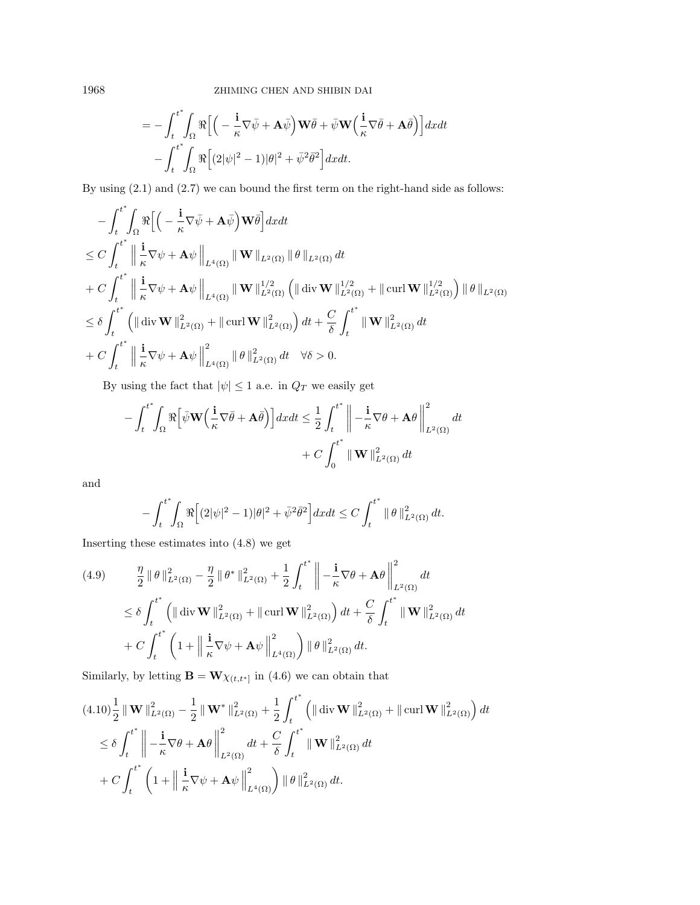$$
\begin{aligned}
&= -\int_t^{t^*}\int_\Omega \Re\Big[\Big(-\frac{\mathbf{i}}{\kappa}\nabla\bar\psi + \mathbf{A}\bar\psi\Big)\mathbf{W}\bar\theta + \bar\psi\mathbf{W}\Big(\frac{\mathbf{i}}{\kappa}\nabla\bar\theta + \mathbf{A}\bar\theta\Big)\Big]dxdt \\
&\quad -\int_t^{t^*}\int_\Omega \Re\Big[(2|\psi|^2-1)|\theta|^2 + \bar\psi^2\bar\theta^2\Big]dxdt.
\end{aligned}
$$

By using (2.1) and (2.7) we can bound the first term on the right-hand side as follows:

$$
\begin{aligned}
&-\int_t^{t^*}\int_\Omega \Re\Big[\Big(-\frac{\mathbf{i}}{\kappa}\nabla\bar\psi + \mathbf{A}\bar\psi\Big)\mathbf{W}\bar\theta\Big]dxdt \\
&\le C\int_t^{t^*} \Big\|\frac{\mathbf{i}}{\kappa}\nabla\psi + \mathbf{A}\psi\Big\|_{L^4(\Omega)} \|\mathbf{W}\|_{L^2(\Omega)} \|\theta\|_{L^2(\Omega)}\,dt \\
&+ C\int_t^{t^*} \Big\|\frac{\mathbf{i}}{\kappa}\nabla\psi + \mathbf{A}\psi\Big\|_{L^4(\Omega)} \|\mathbf{W}\|_{L^2(\Omega)}^{1/2}\Big(\|\operatorname{div}\mathbf{W}\|_{L^2(\Omega)}^{1/2} + \|\operatorname{curl}\mathbf{W}\|_{L^2(\Omega)}^{1/2}\Big)\|\theta\|_{L^2(\Omega)} \\
&\le \delta\int_t^{t^*}\Big(\|\operatorname{div}\mathbf{W}\|_{L^2(\Omega)}^2 + \|\operatorname{curl}\mathbf{W}\|_{L^2(\Omega)}^2\Big)dt + \frac{C}{\delta}\int_t^{t^*}\|\mathbf{W}\|_{L^2(\Omega)}^2\,dt \\
&+ C\int_t^{t^*}\Big\|\frac{\mathbf{i}}{\kappa}\nabla\psi + \mathbf{A}\psi\Big\|_{L^4(\Omega)}^2 \|\theta\|_{L^2(\Omega)}^2\,dt \quad \forall\delta>0.
\end{aligned}
$$

By using the fact that $|\psi|\le 1$ a.e. in $Q_T$ we easily get

$$
\begin{aligned}
-\int_t^{t^*}\int_\Omega \Re\Big[\bar\psi\mathbf{W}\Big(\frac{\mathbf{i}}{\kappa}\nabla\bar\theta + \mathbf{A}\bar\theta\Big)\Big]dxdt &\le \frac{1}{2}\int_t^{t^*}\Big\|-\frac{\mathbf{i}}{\kappa}\nabla\theta + \mathbf{A}\theta\Big\|_{L^2(\Omega)}^2 dt \\
&\quad + C\int_0^{t^*}\|\mathbf{W}\|_{L^2(\Omega)}^2\,dt
\end{aligned}
$$

and

$$
-\int_t^{t^*}\int_\Omega \Re\Big[(2|\psi|^2-1)|\theta|^2 + \bar\psi^2\bar\theta^2\Big]dxdt \le C\int_t^{t^*}\|\theta\|_{L^2(\Omega)}^2\,dt.
$$

Inserting these estimates into (4.8) we get

$$
\begin{aligned}
(4.9)\qquad &\frac{\eta}{2}\|\theta\|_{L^2(\Omega)}^2 - \frac{\eta}{2}\|\theta^*\|_{L^2(\Omega)}^2 + \frac{1}{2}\int_t^{t^*}\Big\|-\frac{\mathbf{i}}{\kappa}\nabla\theta + \mathbf{A}\theta\Big\|_{L^2(\Omega)}^2 dt \\
&\le \delta\int_t^{t^*}\Big(\|\operatorname{div}\mathbf{W}\|_{L^2(\Omega)}^2 + \|\operatorname{curl}\mathbf{W}\|_{L^2(\Omega)}^2\Big)dt + \frac{C}{\delta}\int_t^{t^*}\|\mathbf{W}\|_{L^2(\Omega)}^2\,dt \\
&+ C\int_t^{t^*}\Big(1 + \Big\|\frac{\mathbf{i}}{\kappa}\nabla\psi + \mathbf{A}\psi\Big\|_{L^4(\Omega)}^2\Big)\|\theta\|_{L^2(\Omega)}^2\,dt.
\end{aligned}
$$

Similarly, by letting $\mathbf{B} = \mathbf{W}\chi_{(t,t^*]}$ in (4.6) we can obtain that

$$
\begin{aligned}
(4.10)\ &\frac{1}{2}\|\mathbf{W}\|_{L^2(\Omega)}^2 - \frac{1}{2}\|\mathbf{W}^*\|_{L^2(\Omega)}^2 + \frac{1}{2}\int_t^{t^*}\Big(\|\operatorname{div}\mathbf{W}\|_{L^2(\Omega)}^2 + \|\operatorname{curl}\mathbf{W}\|_{L^2(\Omega)}^2\Big)dt \\
&\le \delta\int_t^{t^*}\Big\|-\frac{\mathbf{i}}{\kappa}\nabla\theta + \mathbf{A}\theta\Big\|_{L^2(\Omega)}^2 dt + \frac{C}{\delta}\int_t^{t^*}\|\mathbf{W}\|_{L^2(\Omega)}^2\,dt \\
&+ C\int_t^{t^*}\Big(1 + \Big\|\frac{\mathbf{i}}{\kappa}\nabla\psi + \mathbf{A}\psi\Big\|_{L^4(\Omega)}^2\Big)\|\theta\|_{L^2(\Omega)}^2\,dt.
\end{aligned}
$$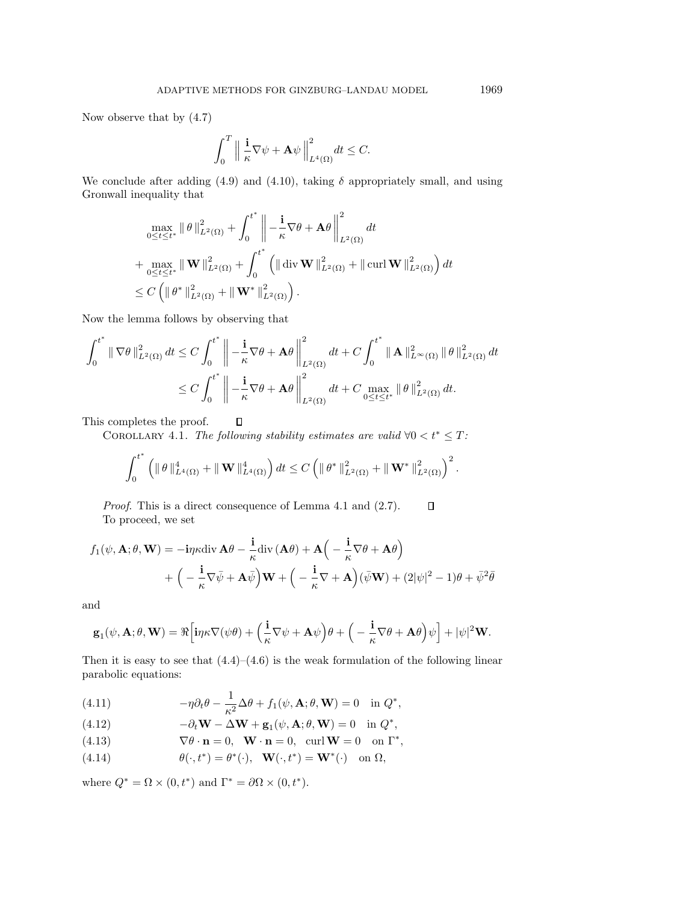Now observe that by (4.7)

$$\int_0^T \left\| \frac{\mathbf{i}}{\kappa}\nabla\psi + \mathbf{A}\psi \right\|^2_{L^4(\Omega)} dt \le C.$$

We conclude after adding (4.9) and (4.10), taking $\delta$ appropriately small, and using Gronwall inequality that

$$\begin{aligned}
&\max_{0\le t\le t^*} \|\,\theta\,\|^2_{L^2(\Omega)} + \int_0^{t^*} \left\| -\frac{\mathbf{i}}{\kappa}\nabla\theta + \mathbf{A}\theta \right\|^2_{L^2(\Omega)} dt \\
&+ \max_{0\le t\le t^*} \|\,\mathbf{W}\,\|^2_{L^2(\Omega)} + \int_0^{t^*} \left( \|\operatorname{div}\mathbf{W}\|^2_{L^2(\Omega)} + \|\operatorname{curl}\mathbf{W}\|^2_{L^2(\Omega)} \right) dt \\
&\le C\left( \|\,\theta^*\,\|^2_{L^2(\Omega)} + \|\,\mathbf{W}^*\,\|^2_{L^2(\Omega)} \right).
\end{aligned}$$

Now the lemma follows by observing that

$$\begin{aligned}
\int_0^{t^*} \|\nabla\theta\|^2_{L^2(\Omega)}\, dt &\le C\int_0^{t^*} \left\| -\frac{\mathbf{i}}{\kappa}\nabla\theta + \mathbf{A}\theta \right\|^2_{L^2(\Omega)} dt + C\int_0^{t^*} \|\,\mathbf{A}\,\|^2_{L^\infty(\Omega)} \|\,\theta\,\|^2_{L^2(\Omega)}\, dt \\
&\le C\int_0^{t^*} \left\| -\frac{\mathbf{i}}{\kappa}\nabla\theta + \mathbf{A}\theta \right\|^2_{L^2(\Omega)} dt + C\max_{0\le t\le t^*} \|\,\theta\,\|^2_{L^2(\Omega)}\, dt.
\end{aligned}$$

This completes the proof. $\square$

COROLLARY 4.1. *The following stability estimates are valid* $\forall 0 < t^* \le T$*:*

$$\int_0^{t^*} \left( \|\,\theta\,\|^4_{L^4(\Omega)} + \|\,\mathbf{W}\,\|^4_{L^4(\Omega)} \right) dt \le C\left( \|\,\theta^*\,\|^2_{L^2(\Omega)} + \|\,\mathbf{W}^*\,\|^2_{L^2(\Omega)} \right)^2.$$

*Proof*. This is a direct consequence of Lemma 4.1 and (2.7). $\square$

To proceed, we set

$$\begin{aligned}
f_1(\psi,\mathbf{A};\theta,\mathbf{W}) = &-\mathbf{i}\eta\kappa\operatorname{div}\mathbf{A}\theta - \frac{\mathbf{i}}{\kappa}\operatorname{div}(\mathbf{A}\theta) + \mathbf{A}\Big( -\frac{\mathbf{i}}{\kappa}\nabla\theta + \mathbf{A}\theta \Big) \\
&+ \Big( -\frac{\mathbf{i}}{\kappa}\nabla\bar{\psi} + \mathbf{A}\bar{\psi} \Big)\mathbf{W} + \Big( -\frac{\mathbf{i}}{\kappa}\nabla + \mathbf{A} \Big)(\bar{\psi}\mathbf{W}) + (2|\psi|^2 - 1)\theta + \bar{\psi}^2\bar{\theta}
\end{aligned}$$

and

$$\mathbf{g}_1(\psi,\mathbf{A};\theta,\mathbf{W}) = \Re\Big[ \mathbf{i}\eta\kappa\nabla(\psi\theta) + \Big( \frac{\mathbf{i}}{\kappa}\nabla\psi + \mathbf{A}\psi \Big)\theta + \Big( -\frac{\mathbf{i}}{\kappa}\nabla\theta + \mathbf{A}\theta \Big)\psi \Big] + |\psi|^2\mathbf{W}.$$

Then it is easy to see that (4.4)–(4.6) is the weak formulation of the following linear parabolic equations:

$$-\eta\partial_t\theta - \frac{1}{\kappa^2}\Delta\theta + f_1(\psi,\mathbf{A};\theta,\mathbf{W}) = 0 \quad \text{in } Q^*, \tag{4.11}$$

$$-\partial_t\mathbf{W} - \Delta\mathbf{W} + \mathbf{g}_1(\psi,\mathbf{A};\theta,\mathbf{W}) = 0 \quad \text{in } Q^*, \tag{4.12}$$

$$\nabla\theta\cdot\mathbf{n} = 0, \quad \mathbf{W}\cdot\mathbf{n} = 0, \quad \operatorname{curl}\mathbf{W} = 0 \quad \text{on } \Gamma^*, \tag{4.13}$$

$$\theta(\cdot,t^*) = \theta^*(\cdot), \quad \mathbf{W}(\cdot,t^*) = \mathbf{W}^*(\cdot) \quad \text{on } \Omega, \tag{4.14}$$

where $Q^* = \Omega\times(0,t^*)$ and $\Gamma^* = \partial\Omega\times(0,t^*)$.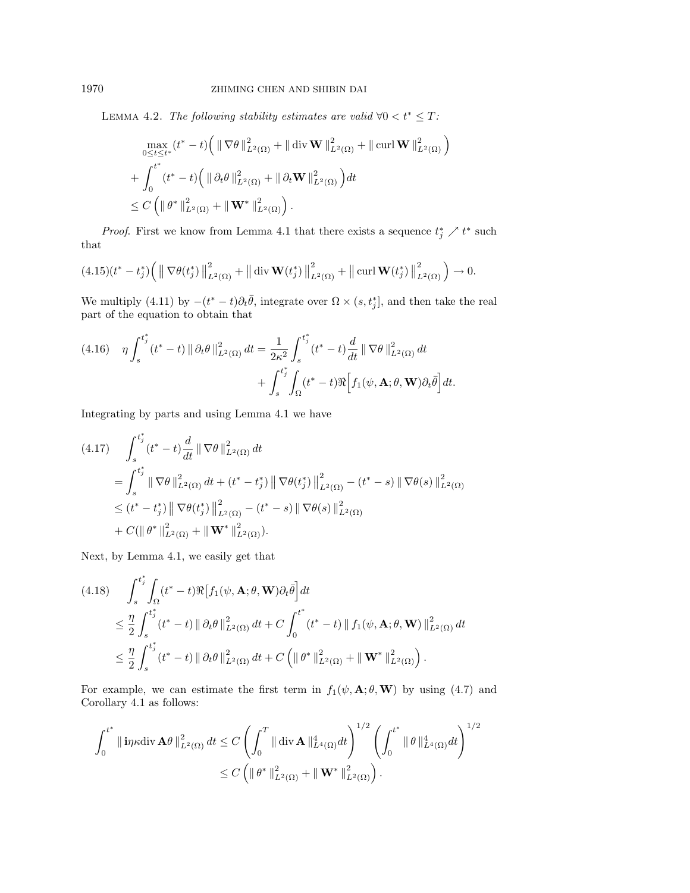LEMMA 4.2. *The following stability estimates are valid* $\forall 0 < t^* \le T$*:*

$$
\begin{aligned}
&\max_{0\le t\le t^*}(t^*-t)\Big(\,\|\,\nabla\theta\,\|^2_{L^2(\Omega)}+\|\,\mathrm{div}\,\mathbf{W}\,\|^2_{L^2(\Omega)}+\|\,\mathrm{curl}\,\mathbf{W}\,\|^2_{L^2(\Omega)}\,\Big)\\
&+\int_0^{t^*}(t^*-t)\Big(\,\|\,\partial_t\theta\,\|^2_{L^2(\Omega)}+\|\,\partial_t\mathbf{W}\,\|^2_{L^2(\Omega)}\,\Big)dt\\
&\le C\left(\|\,\theta^*\,\|^2_{L^2(\Omega)}+\|\,\mathbf{W}^*\,\|^2_{L^2(\Omega)}\right).
\end{aligned}
$$

*Proof*. First we know from Lemma 4.1 that there exists a sequence $t_j^* \nearrow t^*$ such that

$$
(4.15)\quad (t^*-t_j^*)\Big(\,\big\|\,\nabla\theta(t_j^*)\,\big\|^2_{L^2(\Omega)}+\big\|\,\mathrm{div}\,\mathbf{W}(t_j^*)\,\big\|^2_{L^2(\Omega)}+\big\|\,\mathrm{curl}\,\mathbf{W}(t_j^*)\,\big\|^2_{L^2(\Omega)}\,\Big)\to 0.
$$

We multiply (4.11) by $-(t^*-t)\partial_t\bar\theta$, integrate over $\Omega\times(s,t_j^*]$, and then take the real part of the equation to obtain that

$$
(4.16)\quad \eta\int_s^{t_j^*}(t^*-t)\,\|\,\partial_t\theta\,\|^2_{L^2(\Omega)}\,dt=\frac{1}{2\kappa^2}\int_s^{t_j^*}(t^*-t)\frac{d}{dt}\,\|\,\nabla\theta\,\|^2_{L^2(\Omega)}\,dt+\int_s^{t_j^*}\int_\Omega(t^*-t)\Re\Big[f_1(\psi,\mathbf{A};\theta,\mathbf{W})\partial_t\bar\theta\Big]dt.
$$

Integrating by parts and using Lemma 4.1 we have

$$
\begin{aligned}
(4.17)\quad &\int_s^{t_j^*}(t^*-t)\frac{d}{dt}\,\|\,\nabla\theta\,\|^2_{L^2(\Omega)}\,dt\\
&=\int_s^{t_j^*}\|\,\nabla\theta\,\|^2_{L^2(\Omega)}\,dt+(t^*-t_j^*)\,\big\|\,\nabla\theta(t_j^*)\,\big\|^2_{L^2(\Omega)}-(t^*-s)\,\|\,\nabla\theta(s)\,\|^2_{L^2(\Omega)}\\
&\le(t^*-t_j^*)\,\big\|\,\nabla\theta(t_j^*)\,\big\|^2_{L^2(\Omega)}-(t^*-s)\,\|\,\nabla\theta(s)\,\|^2_{L^2(\Omega)}\\
&\quad+C(\|\,\theta^*\,\|^2_{L^2(\Omega)}+\|\,\mathbf{W}^*\,\|^2_{L^2(\Omega)}).
\end{aligned}
$$

Next, by Lemma 4.1, we easily get that

$$
\begin{aligned}
(4.18)\quad &\int_s^{t_j^*}\int_\Omega(t^*-t)\Re\big[f_1(\psi,\mathbf{A};\theta,\mathbf{W})\partial_t\bar\theta\big]dt\\
&\le\frac{\eta}{2}\int_s^{t_j^*}(t^*-t)\,\|\,\partial_t\theta\,\|^2_{L^2(\Omega)}\,dt+C\int_0^{t^*}(t^*-t)\,\|\,f_1(\psi,\mathbf{A};\theta,\mathbf{W})\,\|^2_{L^2(\Omega)}\,dt\\
&\le\frac{\eta}{2}\int_s^{t_j^*}(t^*-t)\,\|\,\partial_t\theta\,\|^2_{L^2(\Omega)}\,dt+C\left(\|\,\theta^*\,\|^2_{L^2(\Omega)}+\|\,\mathbf{W}^*\,\|^2_{L^2(\Omega)}\right).
\end{aligned}
$$

For example, we can estimate the first term in $f_1(\psi,\mathbf{A};\theta,\mathbf{W})$ by using (4.7) and Corollary 4.1 as follows:

$$
\begin{aligned}
\int_0^{t^*}\|\,\mathbf{i}\eta\kappa\mathrm{div}\,\mathbf{A}\theta\,\|^2_{L^2(\Omega)}\,dt&\le C\left(\int_0^T\|\,\mathrm{div}\,\mathbf{A}\,\|^4_{L^4(\Omega)}dt\right)^{1/2}\left(\int_0^{t^*}\|\,\theta\,\|^4_{L^4(\Omega)}dt\right)^{1/2}\\
&\le C\left(\|\,\theta^*\,\|^2_{L^2(\Omega)}+\|\,\mathbf{W}^*\,\|^2_{L^2(\Omega)}\right).
\end{aligned}
$$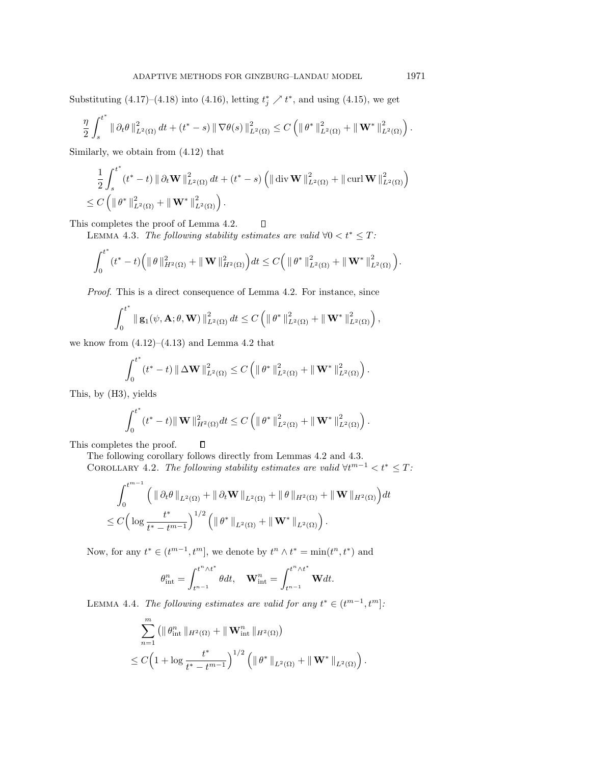Substituting (4.17)–(4.18) into (4.16), letting $t_j^* \nearrow t^*$, and using (4.15), we get

$$\frac{\eta}{2}\int_s^{t^*} \| \partial_t \theta \|_{L^2(\Omega)}^2 \, dt + (t^* - s) \| \nabla \theta(s) \|_{L^2(\Omega)}^2 \le C \left( \| \theta^* \|_{L^2(\Omega)}^2 + \| \mathbf{W}^* \|_{L^2(\Omega)}^2 \right).$$

Similarly, we obtain from (4.12) that

$$\begin{aligned}
&\frac{1}{2}\int_s^{t^*} (t^* - t) \| \partial_t \mathbf{W} \|_{L^2(\Omega)}^2 \, dt + (t^* - s) \left( \| \operatorname{div} \mathbf{W} \|_{L^2(\Omega)}^2 + \| \operatorname{curl} \mathbf{W} \|_{L^2(\Omega)}^2 \right) \\
&\le C \left( \| \theta^* \|_{L^2(\Omega)}^2 + \| \mathbf{W}^* \|_{L^2(\Omega)}^2 \right).
\end{aligned}$$

This completes the proof of Lemma 4.2. ◻

Lemma 4.3. *The following stability estimates are valid* $\forall 0 < t^* \le T$*:*

$$\int_0^{t^*} (t^* - t)\Big( \| \theta \|_{H^2(\Omega)}^2 + \| \mathbf{W} \|_{H^2(\Omega)}^2 \Big) dt \le C\Big( \| \theta^* \|_{L^2(\Omega)}^2 + \| \mathbf{W}^* \|_{L^2(\Omega)}^2 \Big).$$

*Proof*. This is a direct consequence of Lemma 4.2. For instance, since

$$\int_0^{t^*} \| \mathbf{g}_1(\psi, \mathbf{A}; \theta, \mathbf{W}) \|_{L^2(\Omega)}^2 \, dt \le C \left( \| \theta^* \|_{L^2(\Omega)}^2 + \| \mathbf{W}^* \|_{L^2(\Omega)}^2 \right),$$

we know from (4.12)–(4.13) and Lemma 4.2 that

$$\int_0^{t^*} (t^* - t) \| \Delta \mathbf{W} \|_{L^2(\Omega)}^2 \le C \left( \| \theta^* \|_{L^2(\Omega)}^2 + \| \mathbf{W}^* \|_{L^2(\Omega)}^2 \right).$$

This, by (H3), yields

$$\int_0^{t^*} (t^* - t) \| \mathbf{W} \|_{H^2(\Omega)}^2 dt \le C \left( \| \theta^* \|_{L^2(\Omega)}^2 + \| \mathbf{W}^* \|_{L^2(\Omega)}^2 \right).$$

This completes the proof. ◻

The following corollary follows directly from Lemmas 4.2 and 4.3.

Corollary 4.2. *The following stability estimates are valid* $\forall t^{m-1} < t^* \le T$*:*

$$\begin{aligned}
&\int_0^{t^{m-1}} \Big( \| \partial_t \theta \|_{L^2(\Omega)} + \| \partial_t \mathbf{W} \|_{L^2(\Omega)} + \| \theta \|_{H^2(\Omega)} + \| \mathbf{W} \|_{H^2(\Omega)} \Big) dt \\
&\le C \Big( \log \frac{t^*}{t^* - t^{m-1}} \Big)^{1/2} \left( \| \theta^* \|_{L^2(\Omega)} + \| \mathbf{W}^* \|_{L^2(\Omega)} \right).
\end{aligned}$$

Now, for any $t^* \in (t^{m-1}, t^m]$, we denote by $t^n \wedge t^* = \min(t^n, t^*)$ and

$$\theta_{\text{int}}^n = \int_{t^{n-1}}^{t^n \wedge t^*} \theta dt, \quad \mathbf{W}_{\text{int}}^n = \int_{t^{n-1}}^{t^n \wedge t^*} \mathbf{W} dt.$$

Lemma 4.4. *The following estimates are valid for any* $t^* \in (t^{m-1}, t^m]$*:*

$$\begin{aligned}
&\sum_{n=1}^{m} \left( \| \theta_{\text{int}}^n \|_{H^2(\Omega)} + \| \mathbf{W}_{\text{int}}^n \|_{H^2(\Omega)} \right) \\
&\le C \Big( 1 + \log \frac{t^*}{t^* - t^{m-1}} \Big)^{1/2} \left( \| \theta^* \|_{L^2(\Omega)} + \| \mathbf{W}^* \|_{L^2(\Omega)} \right).
\end{aligned}$$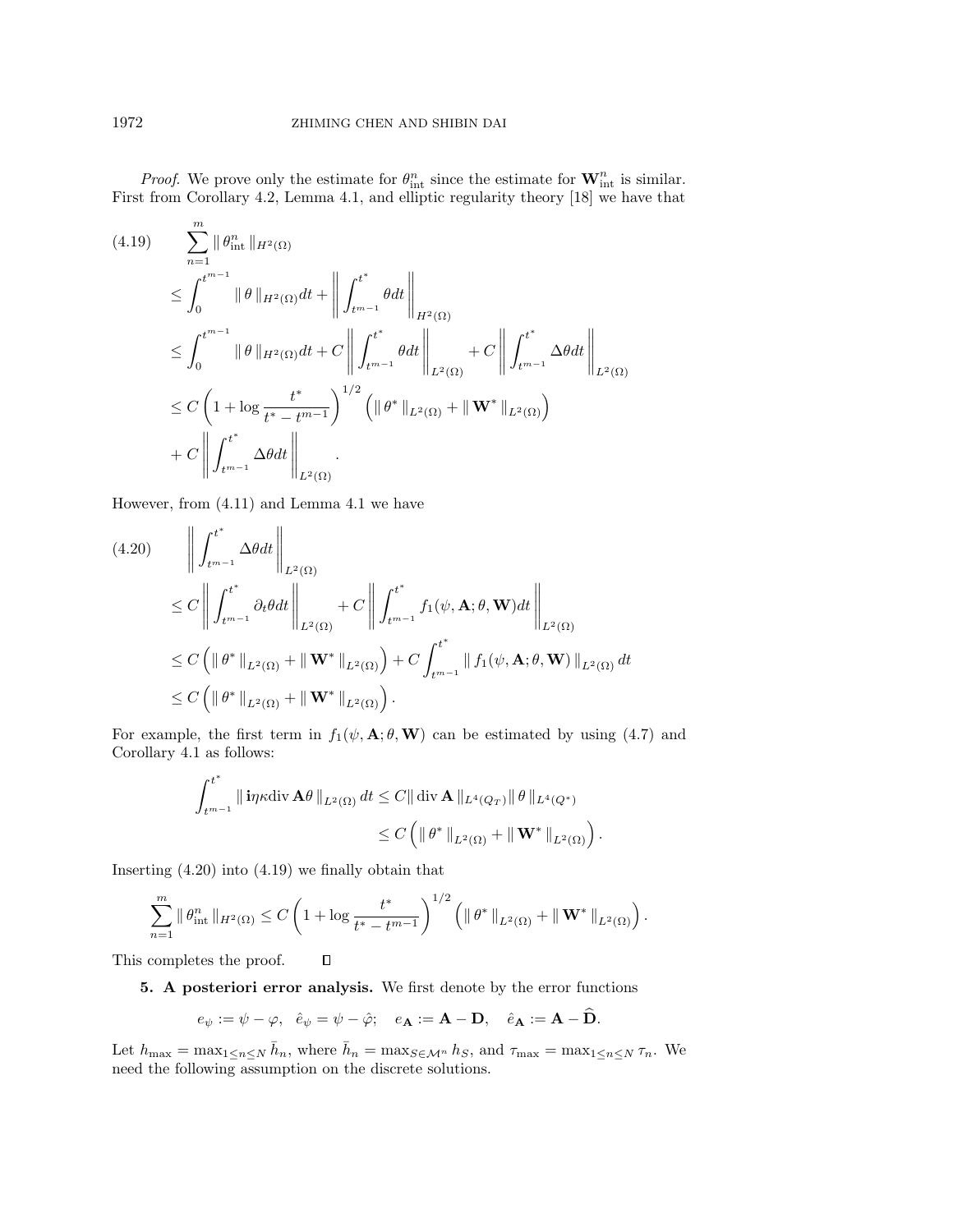*Proof.* We prove only the estimate for $\theta_{\rm int}^n$ since the estimate for $\mathbf{W}_{\rm int}^n$ is similar. First from Corollary 4.2, Lemma 4.1, and elliptic regularity theory [18] we have that

$$
\begin{aligned}
(4.19) \qquad & \sum_{n=1}^{m} \| \theta_{\rm int}^n \|_{H^2(\Omega)} \\
& \le \int_0^{t^{m-1}} \| \theta \|_{H^2(\Omega)} dt + \left\| \int_{t^{m-1}}^{t^*} \theta dt \right\|_{H^2(\Omega)} \\
& \le \int_0^{t^{m-1}} \| \theta \|_{H^2(\Omega)} dt + C \left\| \int_{t^{m-1}}^{t^*} \theta dt \right\|_{L^2(\Omega)} + C \left\| \int_{t^{m-1}}^{t^*} \Delta \theta dt \right\|_{L^2(\Omega)} \\
& \le C \left( 1 + \log \frac{t^*}{t^* - t^{m-1}} \right)^{1/2} \left( \| \theta^* \|_{L^2(\Omega)} + \| \mathbf{W}^* \|_{L^2(\Omega)} \right) \\
& \quad + C \left\| \int_{t^{m-1}}^{t^*} \Delta \theta dt \right\|_{L^2(\Omega)} .
\end{aligned}
$$

However, from (4.11) and Lemma 4.1 we have

$$
\begin{aligned}
(4.20) \qquad & \left\| \int_{t^{m-1}}^{t^*} \Delta \theta dt \right\|_{L^2(\Omega)} \\
& \le C \left\| \int_{t^{m-1}}^{t^*} \partial_t \theta dt \right\|_{L^2(\Omega)} + C \left\| \int_{t^{m-1}}^{t^*} f_1(\psi, \mathbf{A}; \theta, \mathbf{W}) dt \right\|_{L^2(\Omega)} \\
& \le C \left( \| \theta^* \|_{L^2(\Omega)} + \| \mathbf{W}^* \|_{L^2(\Omega)} \right) + C \int_{t^{m-1}}^{t^*} \| f_1(\psi, \mathbf{A}; \theta, \mathbf{W}) \|_{L^2(\Omega)} \, dt \\
& \le C \left( \| \theta^* \|_{L^2(\Omega)} + \| \mathbf{W}^* \|_{L^2(\Omega)} \right).
\end{aligned}
$$

For example, the first term in $f_1(\psi, \mathbf{A}; \theta, \mathbf{W})$ can be estimated by using (4.7) and Corollary 4.1 as follows:

$$
\begin{aligned}
\int_{t^{m-1}}^{t^*} \| \mathbf{i} \eta \kappa \mathrm{div}\, \mathbf{A} \theta \|_{L^2(\Omega)} \, dt & \le C \| \mathrm{div}\, \mathbf{A} \|_{L^4(Q_T)} \| \theta \|_{L^4(Q^*)} \\
& \le C \left( \| \theta^* \|_{L^2(\Omega)} + \| \mathbf{W}^* \|_{L^2(\Omega)} \right).
\end{aligned}
$$

Inserting (4.20) into (4.19) we finally obtain that

$$
\sum_{n=1}^{m} \| \theta_{\rm int}^n \|_{H^2(\Omega)} \le C \left( 1 + \log \frac{t^*}{t^* - t^{m-1}} \right)^{1/2} \left( \| \theta^* \|_{L^2(\Omega)} + \| \mathbf{W}^* \|_{L^2(\Omega)} \right).
$$

This completes the proof. $\square$

**5. A posteriori error analysis.** We first denote by the error functions

$$
e_\psi := \psi - \varphi, \quad \hat{e}_\psi = \psi - \hat{\varphi}; \quad e_{\mathbf{A}} := \mathbf{A} - \mathbf{D}, \quad \hat{e}_{\mathbf{A}} := \mathbf{A} - \widehat{\mathbf{D}}.
$$

Let $h_{\max} = \max_{1 \le n \le N} \bar{h}_n$, where $\bar{h}_n = \max_{S \in \mathcal{M}^n} h_S$, and $\tau_{\max} = \max_{1 \le n \le N} \tau_n$. We need the following assumption on the discrete solutions.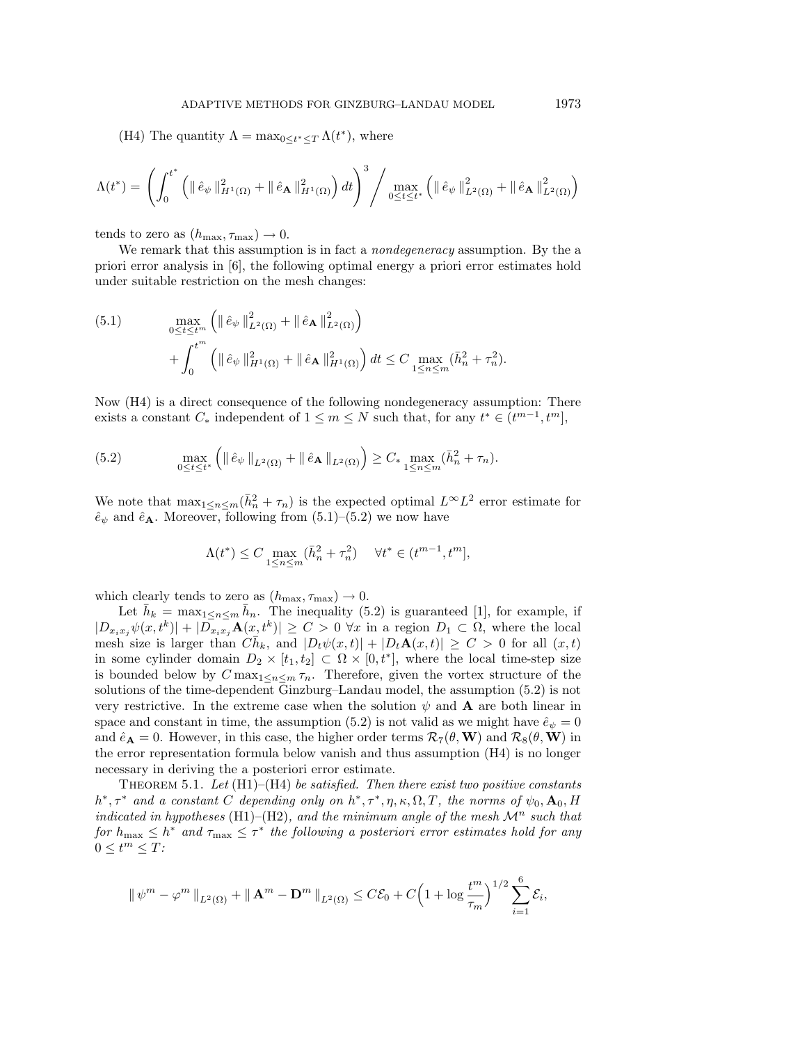(H4) The quantity $\Lambda = \max_{0\le t^*\le T} \Lambda(t^*)$, where

$$\Lambda(t^*) = \left( \int_0^{t^*} \left( \| \hat{e}_\psi \|^2_{H^1(\Omega)} + \| \hat{e}_{\mathbf{A}} \|^2_{H^1(\Omega)} \right) dt \right)^3 \Bigg/ \max_{0\le t\le t^*} \left( \| \hat{e}_\psi \|^2_{L^2(\Omega)} + \| \hat{e}_{\mathbf{A}} \|^2_{L^2(\Omega)} \right)$$

tends to zero as $(h_{\max}, \tau_{\max}) \to 0$.

We remark that this assumption is in fact a *nondegeneracy* assumption. By the a priori error analysis in [6], the following optimal energy a priori error estimates hold under suitable restriction on the mesh changes:

$$\begin{aligned} (5.1) \qquad & \max_{0\le t\le t^m} \left( \| \hat{e}_\psi \|^2_{L^2(\Omega)} + \| \hat{e}_{\mathbf{A}} \|^2_{L^2(\Omega)} \right) \\ & + \int_0^{t^m} \left( \| \hat{e}_\psi \|^2_{H^1(\Omega)} + \| \hat{e}_{\mathbf{A}} \|^2_{H^1(\Omega)} \right) dt \le C \max_{1\le n\le m} (\bar{h}_n^2 + \tau_n^2). \end{aligned}$$

Now (H4) is a direct consequence of the following nondegeneracy assumption: There exists a constant $C_*$ independent of $1 \le m \le N$ such that, for any $t^* \in (t^{m-1}, t^m]$,

$$(5.2) \qquad \max_{0\le t\le t^*} \left( \| \hat{e}_\psi \|_{L^2(\Omega)} + \| \hat{e}_{\mathbf{A}} \|_{L^2(\Omega)} \right) \ge C_* \max_{1\le n\le m} (\bar{h}_n^2 + \tau_n).$$

We note that $\max_{1\le n\le m}(\bar{h}_n^2 + \tau_n)$ is the expected optimal $L^\infty L^2$ error estimate for $\hat{e}_\psi$ and $\hat{e}_{\mathbf{A}}$. Moreover, following from (5.1)–(5.2) we now have

$$\Lambda(t^*) \le C \max_{1\le n\le m} (\bar{h}_n^2 + \tau_n^2) \qquad \forall t^* \in (t^{m-1}, t^m],$$

which clearly tends to zero as $(h_{\max}, \tau_{\max}) \to 0$.

Let $\bar{h}_k = \max_{1\le n\le m} \bar{h}_n$. The inequality (5.2) is guaranteed [1], for example, if $|D_{x_i x_j} \psi(x, t^k)| + |D_{x_i x_j} \mathbf{A}(x, t^k)| \ge C > 0 \ \forall x$ in a region $D_1 \subset \Omega$, where the local mesh size is larger than $C\bar{h}_k$, and $|D_t \psi(x,t)| + |D_t \mathbf{A}(x,t)| \ge C > 0$ for all $(x,t)$ in some cylinder domain $D_2 \times [t_1, t_2] \subset \Omega \times [0, t^*]$, where the local time-step size is bounded below by $C \max_{1\le n\le m} \tau_n$. Therefore, given the vortex structure of the solutions of the time-dependent Ginzburg–Landau model, the assumption (5.2) is not very restrictive. In the extreme case when the solution $\psi$ and $\mathbf{A}$ are both linear in space and constant in time, the assumption (5.2) is not valid as we might have $\hat{e}_\psi = 0$ and $\hat{e}_{\mathbf{A}} = 0$. However, in this case, the higher order terms $\mathcal{R}_7(\theta, \mathbf{W})$ and $\mathcal{R}_8(\theta, \mathbf{W})$ in the error representation formula below vanish and thus assumption (H4) is no longer necessary in deriving the a posteriori error estimate.

THEOREM 5.1. *Let* (H1)–(H4) *be satisfied. Then there exist two positive constants $h^*, \tau^*$ and a constant $C$ depending only on $h^*, \tau^*, \eta, \kappa, \Omega, T$, the norms of $\psi_0, \mathbf{A}_0, H$ indicated in hypotheses* (H1)–(H2)*, and the minimum angle of the mesh $\mathcal{M}^n$ such that for $h_{\max} \le h^*$ and $\tau_{\max} \le \tau^*$ the following a posteriori error estimates hold for any $0 \le t^m \le T$:*

$$\| \psi^m - \varphi^m \|_{L^2(\Omega)} + \| \mathbf{A}^m - \mathbf{D}^m \|_{L^2(\Omega)} \le C\mathcal{E}_0 + C\Big(1 + \log \frac{t^m}{\tau_m}\Big)^{1/2} \sum_{i=1}^{6} \mathcal{E}_i,$$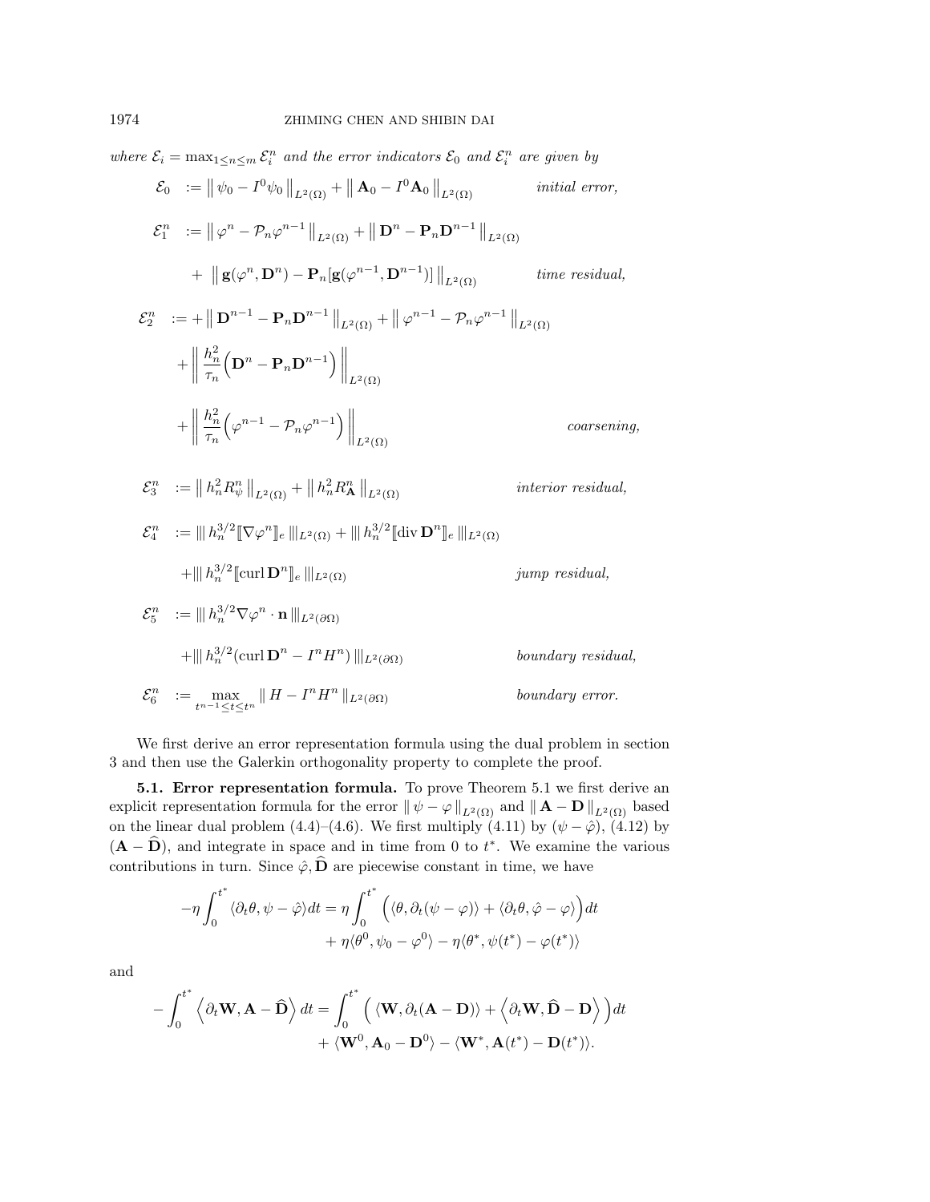*where* $\mathcal{E}_i = \max_{1\le n\le m} \mathcal{E}_i^n$ *and the error indicators* $\mathcal{E}_0$ *and* $\mathcal{E}_i^n$ *are given by*

$$
\begin{aligned}
\mathcal{E}_0 \quad &:= \left\| \psi_0 - I^0\psi_0 \right\|_{L^2(\Omega)} + \left\| \mathbf{A}_0 - I^0\mathbf{A}_0 \right\|_{L^2(\Omega)} && \textit{initial error,}\\
\mathcal{E}_1^n \quad &:= \left\| \varphi^n - \mathcal{P}_n\varphi^{n-1} \right\|_{L^2(\Omega)} + \left\| \mathbf{D}^n - \mathbf{P}_n\mathbf{D}^{n-1} \right\|_{L^2(\Omega)}\\
&\quad + \left\| \mathbf{g}(\varphi^n, \mathbf{D}^n) - \mathbf{P}_n[\mathbf{g}(\varphi^{n-1}, \mathbf{D}^{n-1})] \right\|_{L^2(\Omega)} && \textit{time residual,}\\
\mathcal{E}_2^n \quad &:= + \left\| \mathbf{D}^{n-1} - \mathbf{P}_n\mathbf{D}^{n-1} \right\|_{L^2(\Omega)} + \left\| \varphi^{n-1} - \mathcal{P}_n\varphi^{n-1} \right\|_{L^2(\Omega)}\\
&\quad + \left\| \frac{h_n^2}{\tau_n}\Big(\mathbf{D}^n - \mathbf{P}_n\mathbf{D}^{n-1}\Big) \right\|_{L^2(\Omega)}\\
&\quad + \left\| \frac{h_n^2}{\tau_n}\Big(\varphi^{n-1} - \mathcal{P}_n\varphi^{n-1}\Big) \right\|_{L^2(\Omega)} && \textit{coarsening,}\\
\mathcal{E}_3^n \quad &:= \left\| h_n^2 R_\psi^n \right\|_{L^2(\Omega)} + \left\| h_n^2 R_{\mathbf{A}}^n \right\|_{L^2(\Omega)} && \textit{interior residual,}\\
\mathcal{E}_4^n \quad &:= |\!|\!|\, h_n^{3/2} [\![\nabla\varphi^n]\!]_e \,|\!|\!|_{L^2(\Omega)} + |\!|\!|\, h_n^{3/2} [\![\operatorname{div}\mathbf{D}^n]\!]_e \,|\!|\!|_{L^2(\Omega)}\\
&\quad + |\!|\!|\, h_n^{3/2} [\![\operatorname{curl}\mathbf{D}^n]\!]_e \,|\!|\!|_{L^2(\Omega)} && \textit{jump residual,}\\
\mathcal{E}_5^n \quad &:= |\!|\!|\, h_n^{3/2} \nabla\varphi^n \cdot \mathbf{n} \,|\!|\!|_{L^2(\partial\Omega)}\\
&\quad + |\!|\!|\, h_n^{3/2} (\operatorname{curl}\mathbf{D}^n - I^n H^n) \,|\!|\!|_{L^2(\partial\Omega)} && \textit{boundary residual,}\\
\mathcal{E}_6^n \quad &:= \max_{t^{n-1}\le t\le t^n} \| H - I^n H^n \|_{L^2(\partial\Omega)} && \textit{boundary error.}
\end{aligned}
$$

We first derive an error representation formula using the dual problem in section 3 and then use the Galerkin orthogonality property to complete the proof.

**5.1. Error representation formula.** To prove Theorem 5.1 we first derive an explicit representation formula for the error $\| \psi - \varphi \|_{L^2(\Omega)}$ and $\| \mathbf{A} - \mathbf{D} \|_{L^2(\Omega)}$ based on the linear dual problem (4.4)–(4.6). We first multiply (4.11) by $(\psi - \hat{\varphi})$, (4.12) by $(\mathbf{A} - \widehat{\mathbf{D}})$, and integrate in space and in time from 0 to $t^*$. We examine the various contributions in turn. Since $\hat{\varphi}, \widehat{\mathbf{D}}$ are piecewise constant in time, we have

$$
\begin{aligned}
-\eta \int_0^{t^*} \langle \partial_t\theta, \psi - \hat{\varphi}\rangle dt = \eta \int_0^{t^*} \Big( \langle \theta, \partial_t(\psi - \varphi)\rangle + \langle \partial_t\theta, \hat{\varphi} - \varphi\rangle \Big) dt\\
+ \eta\langle \theta^0, \psi_0 - \varphi^0\rangle - \eta\langle \theta^*, \psi(t^*) - \varphi(t^*)\rangle
\end{aligned}
$$

and

$$
\begin{aligned}
-\int_0^{t^*} \Big\langle \partial_t\mathbf{W}, \mathbf{A} - \widehat{\mathbf{D}} \Big\rangle dt = \int_0^{t^*} \Big( \langle \mathbf{W}, \partial_t(\mathbf{A} - \mathbf{D})\rangle + \Big\langle \partial_t\mathbf{W}, \widehat{\mathbf{D}} - \mathbf{D} \Big\rangle \Big) dt\\
+ \langle \mathbf{W}^0, \mathbf{A}_0 - \mathbf{D}^0\rangle - \langle \mathbf{W}^*, \mathbf{A}(t^*) - \mathbf{D}(t^*)\rangle.
\end{aligned}
$$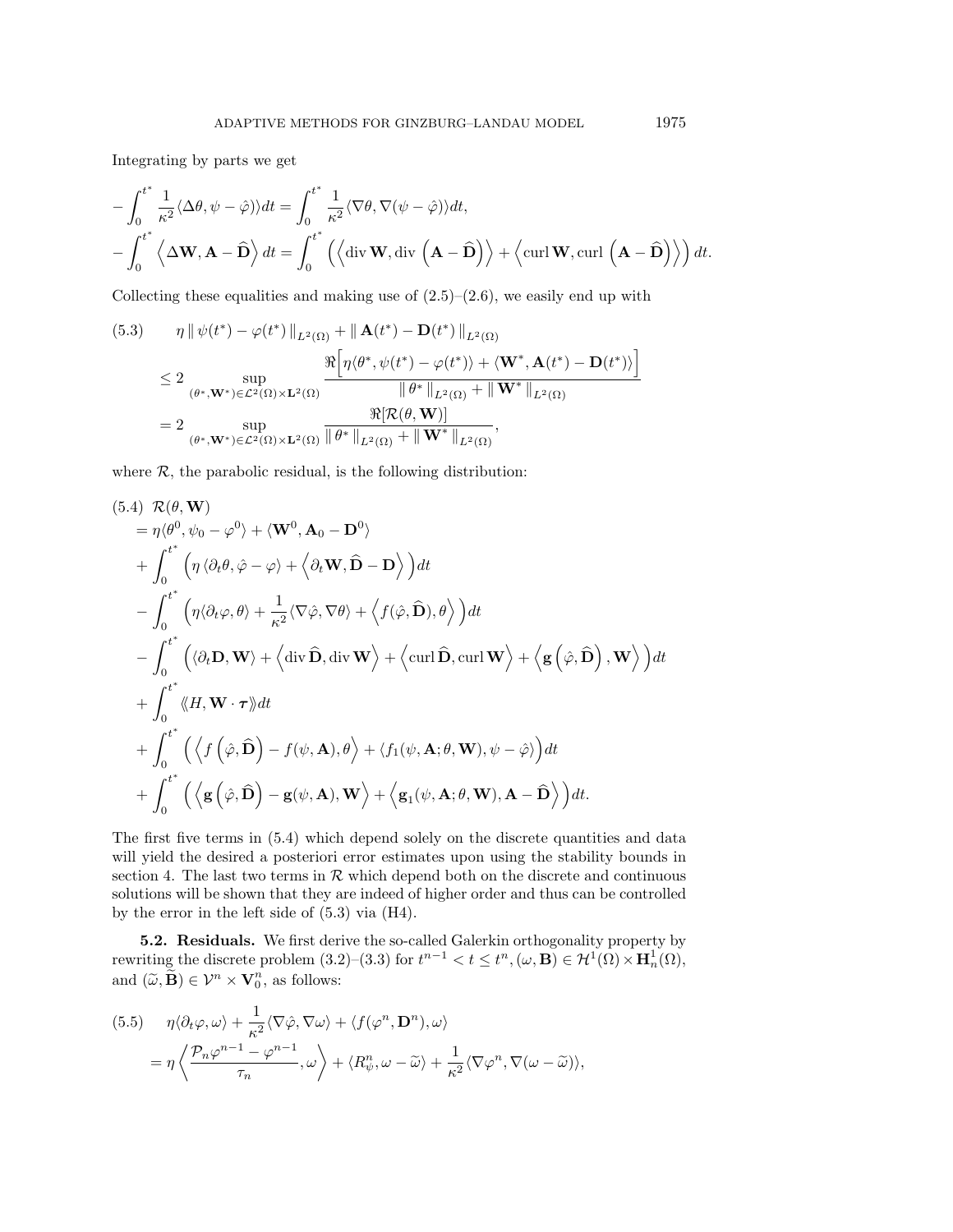Integrating by parts we get

$$
-\int_0^{t^*} \frac{1}{\kappa^2} \langle \Delta\theta, \psi - \hat{\varphi} \rangle dt = \int_0^{t^*} \frac{1}{\kappa^2} \langle \nabla\theta, \nabla(\psi - \hat{\varphi}) \rangle dt,
$$

$$
-\int_0^{t^*} \left\langle \Delta \mathbf{W}, \mathbf{A} - \widehat{\mathbf{D}} \right\rangle dt = \int_0^{t^*} \left( \left\langle \operatorname{div} \mathbf{W}, \operatorname{div} \left( \mathbf{A} - \widehat{\mathbf{D}} \right) \right\rangle + \left\langle \operatorname{curl} \mathbf{W}, \operatorname{curl} \left( \mathbf{A} - \widehat{\mathbf{D}} \right) \right\rangle \right) dt.
$$

Collecting these equalities and making use of (2.5)–(2.6), we easily end up with

$$
\begin{aligned}
(5.3) \qquad & \eta \, \| \, \psi(t^*) - \varphi(t^*) \, \|_{L^2(\Omega)} + \| \, \mathbf{A}(t^*) - \mathbf{D}(t^*) \, \|_{L^2(\Omega)} \\
& \le 2 \sup_{(\theta^*, \mathbf{W}^*) \in \mathcal{L}^2(\Omega) \times \mathbf{L}^2(\Omega)} \frac{\Re \Big[ \eta \langle \theta^*, \psi(t^*) - \varphi(t^*) \rangle + \langle \mathbf{W}^*, \mathbf{A}(t^*) - \mathbf{D}(t^*) \rangle \Big]}{\| \, \theta^* \, \|_{L^2(\Omega)} + \| \, \mathbf{W}^* \, \|_{L^2(\Omega)}} \\
& = 2 \sup_{(\theta^*, \mathbf{W}^*) \in \mathcal{L}^2(\Omega) \times \mathbf{L}^2(\Omega)} \frac{\Re [\mathcal{R}(\theta, \mathbf{W})]}{\| \, \theta^* \, \|_{L^2(\Omega)} + \| \, \mathbf{W}^* \, \|_{L^2(\Omega)}},
\end{aligned}
$$

where $\mathcal{R}$, the parabolic residual, is the following distribution:

$$
\begin{aligned}
(5.4) \quad & \mathcal{R}(\theta, \mathbf{W}) \\
& = \eta \langle \theta^0, \psi_0 - \varphi^0 \rangle + \langle \mathbf{W}^0, \mathbf{A}_0 - \mathbf{D}^0 \rangle \\
& + \int_0^{t^*} \Big( \eta \, \langle \partial_t \theta, \hat{\varphi} - \varphi \rangle + \left\langle \partial_t \mathbf{W}, \widehat{\mathbf{D}} - \mathbf{D} \right\rangle \Big) dt \\
& - \int_0^{t^*} \Big( \eta \langle \partial_t \varphi, \theta \rangle + \frac{1}{\kappa^2} \langle \nabla \hat{\varphi}, \nabla \theta \rangle + \left\langle f(\hat{\varphi}, \widehat{\mathbf{D}}), \theta \right\rangle \Big) dt \\
& - \int_0^{t^*} \Big( \langle \partial_t \mathbf{D}, \mathbf{W} \rangle + \left\langle \operatorname{div} \widehat{\mathbf{D}}, \operatorname{div} \mathbf{W} \right\rangle + \left\langle \operatorname{curl} \widehat{\mathbf{D}}, \operatorname{curl} \mathbf{W} \right\rangle + \left\langle \mathbf{g} \left( \hat{\varphi}, \widehat{\mathbf{D}} \right), \mathbf{W} \right\rangle \Big) dt \\
& + \int_0^{t^*} \langle\!\langle H, \mathbf{W} \cdot \boldsymbol{\tau} \rangle\!\rangle dt \\
& + \int_0^{t^*} \Big( \left\langle f \left( \hat{\varphi}, \widehat{\mathbf{D}} \right) - f(\psi, \mathbf{A}), \theta \right\rangle + \langle f_1(\psi, \mathbf{A}; \theta, \mathbf{W}), \psi - \hat{\varphi} \rangle \Big) dt \\
& + \int_0^{t^*} \Big( \left\langle \mathbf{g} \left( \hat{\varphi}, \widehat{\mathbf{D}} \right) - \mathbf{g}(\psi, \mathbf{A}), \mathbf{W} \right\rangle + \left\langle \mathbf{g}_1(\psi, \mathbf{A}; \theta, \mathbf{W}), \mathbf{A} - \widehat{\mathbf{D}} \right\rangle \Big) dt.
\end{aligned}
$$

The first five terms in (5.4) which depend solely on the discrete quantities and data will yield the desired a posteriori error estimates upon using the stability bounds in section 4. The last two terms in $\mathcal{R}$ which depend both on the discrete and continuous solutions will be shown that they are indeed of higher order and thus can be controlled by the error in the left side of (5.3) via (H4).

**5.2. Residuals.** We first derive the so-called Galerkin orthogonality property by rewriting the discrete problem (3.2)–(3.3) for $t^{n-1} < t \le t^n, (\omega, \mathbf{B}) \in \mathcal{H}^1(\Omega) \times \mathbf{H}_n^1(\Omega)$, and $(\widetilde{\omega}, \widetilde{\mathbf{B}}) \in \mathcal{V}^n \times \mathbf{V}_0^n$, as follows:

$$
\begin{aligned}
(5.5) \qquad & \eta \langle \partial_t \varphi, \omega \rangle + \frac{1}{\kappa^2} \langle \nabla \hat{\varphi}, \nabla \omega \rangle + \langle f(\varphi^n, \mathbf{D}^n), \omega \rangle \\
& = \eta \left\langle \frac{\mathcal{P}_n \varphi^{n-1} - \varphi^{n-1}}{\tau_n}, \omega \right\rangle + \langle R_\psi^n, \omega - \widetilde{\omega} \rangle + \frac{1}{\kappa^2} \langle \nabla \varphi^n, \nabla (\omega - \widetilde{\omega}) \rangle,
\end{aligned}
$$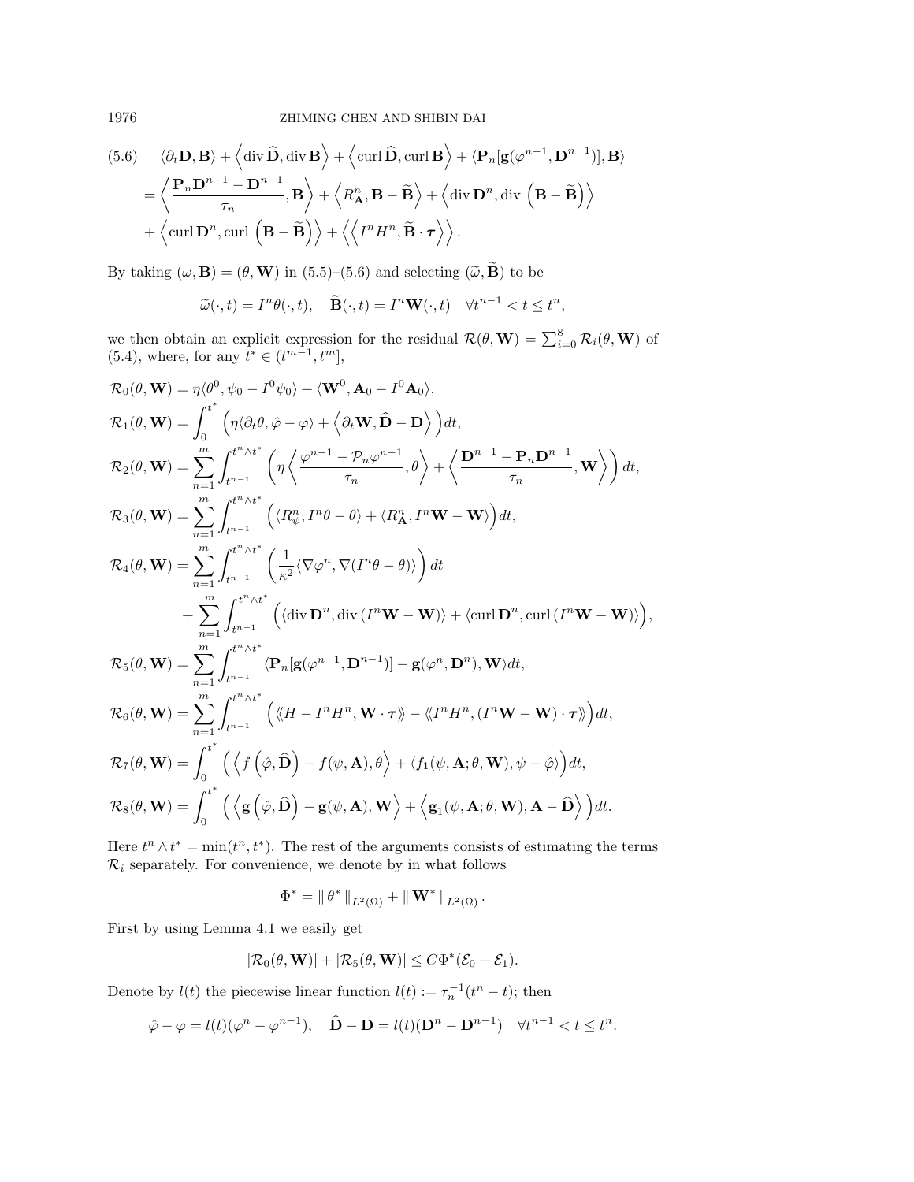$$
\begin{aligned}
(5.6)\quad & \langle \partial_t \mathbf{D}, \mathbf{B}\rangle + \left\langle \operatorname{div} \widehat{\mathbf{D}}, \operatorname{div} \mathbf{B}\right\rangle + \left\langle \operatorname{curl} \widehat{\mathbf{D}}, \operatorname{curl} \mathbf{B}\right\rangle + \langle \mathbf{P}_n[\mathbf{g}(\varphi^{n-1}, \mathbf{D}^{n-1})], \mathbf{B}\rangle \\
&= \left\langle \frac{\mathbf{P}_n \mathbf{D}^{n-1} - \mathbf{D}^{n-1}}{\tau_n}, \mathbf{B}\right\rangle + \left\langle R^n_{\mathbf{A}}, \mathbf{B} - \widetilde{\mathbf{B}}\right\rangle + \left\langle \operatorname{div} \mathbf{D}^n, \operatorname{div}\left(\mathbf{B} - \widetilde{\mathbf{B}}\right)\right\rangle \\
&\quad + \left\langle \operatorname{curl} \mathbf{D}^n, \operatorname{curl}\left(\mathbf{B} - \widetilde{\mathbf{B}}\right)\right\rangle + \left\langle\!\left\langle I^n H^n, \widetilde{\mathbf{B}} \cdot \boldsymbol{\tau}\right\rangle\!\right\rangle.
\end{aligned}
$$

By taking $(\omega, \mathbf{B}) = (\theta, \mathbf{W})$ in (5.5)–(5.6) and selecting $(\widetilde{\omega}, \widetilde{\mathbf{B}})$ to be

$$
\widetilde{\omega}(\cdot, t) = I^n \theta(\cdot, t), \quad \widetilde{\mathbf{B}}(\cdot, t) = I^n \mathbf{W}(\cdot, t) \quad \forall t^{n-1} < t \le t^n,
$$

we then obtain an explicit expression for the residual $\mathcal{R}(\theta, \mathbf{W}) = \sum_{i=0}^{8} \mathcal{R}_i(\theta, \mathbf{W})$ of (5.4), where, for any $t^* \in (t^{m-1}, t^m]$,

$$
\begin{aligned}
\mathcal{R}_0(\theta, \mathbf{W}) &= \eta\langle \theta^0, \psi_0 - I^0\psi_0\rangle + \langle \mathbf{W}^0, \mathbf{A}_0 - I^0 \mathbf{A}_0\rangle, \\
\mathcal{R}_1(\theta, \mathbf{W}) &= \int_0^{t^*} \left( \eta\langle \partial_t \theta, \hat{\varphi} - \varphi\rangle + \left\langle \partial_t \mathbf{W}, \widehat{\mathbf{D}} - \mathbf{D}\right\rangle \right) dt, \\
\mathcal{R}_2(\theta, \mathbf{W}) &= \sum_{n=1}^{m} \int_{t^{n-1}}^{t^n \wedge t^*} \left( \eta \left\langle \frac{\varphi^{n-1} - \mathcal{P}_n \varphi^{n-1}}{\tau_n}, \theta \right\rangle + \left\langle \frac{\mathbf{D}^{n-1} - \mathbf{P}_n \mathbf{D}^{n-1}}{\tau_n}, \mathbf{W} \right\rangle \right) dt, \\
\mathcal{R}_3(\theta, \mathbf{W}) &= \sum_{n=1}^{m} \int_{t^{n-1}}^{t^n \wedge t^*} \left( \langle R^n_\psi, I^n\theta - \theta\rangle + \langle R^n_{\mathbf{A}}, I^n \mathbf{W} - \mathbf{W}\rangle \right) dt, \\
\mathcal{R}_4(\theta, \mathbf{W}) &= \sum_{n=1}^{m} \int_{t^{n-1}}^{t^n \wedge t^*} \left( \frac{1}{\kappa^2} \langle \nabla \varphi^n, \nabla(I^n\theta - \theta)\rangle \right) dt \\
&\quad + \sum_{n=1}^{m} \int_{t^{n-1}}^{t^n \wedge t^*} \Big( \langle \operatorname{div} \mathbf{D}^n, \operatorname{div}(I^n \mathbf{W} - \mathbf{W})\rangle + \langle \operatorname{curl} \mathbf{D}^n, \operatorname{curl}(I^n \mathbf{W} - \mathbf{W})\rangle \Big), \\
\mathcal{R}_5(\theta, \mathbf{W}) &= \sum_{n=1}^{m} \int_{t^{n-1}}^{t^n \wedge t^*} \langle \mathbf{P}_n[\mathbf{g}(\varphi^{n-1}, \mathbf{D}^{n-1})] - \mathbf{g}(\varphi^n, \mathbf{D}^n), \mathbf{W}\rangle dt, \\
\mathcal{R}_6(\theta, \mathbf{W}) &= \sum_{n=1}^{m} \int_{t^{n-1}}^{t^n \wedge t^*} \Big( \langle\!\langle H - I^n H^n, \mathbf{W} \cdot \boldsymbol{\tau}\rangle\!\rangle - \langle\!\langle I^n H^n, (I^n \mathbf{W} - \mathbf{W}) \cdot \boldsymbol{\tau}\rangle\!\rangle \Big) dt, \\
\mathcal{R}_7(\theta, \mathbf{W}) &= \int_0^{t^*} \left( \left\langle f\left(\hat{\varphi}, \widehat{\mathbf{D}}\right) - f(\psi, \mathbf{A}), \theta \right\rangle + \langle f_1(\psi, \mathbf{A}; \theta, \mathbf{W}), \psi - \hat{\varphi}\rangle \right) dt, \\
\mathcal{R}_8(\theta, \mathbf{W}) &= \int_0^{t^*} \left( \left\langle \mathbf{g}\left(\hat{\varphi}, \widehat{\mathbf{D}}\right) - \mathbf{g}(\psi, \mathbf{A}), \mathbf{W} \right\rangle + \left\langle \mathbf{g}_1(\psi, \mathbf{A}; \theta, \mathbf{W}), \mathbf{A} - \widehat{\mathbf{D}} \right\rangle \right) dt.
\end{aligned}
$$

Here $t^n \wedge t^* = \min(t^n, t^*)$. The rest of the arguments consists of estimating the terms $\mathcal{R}_i$ separately. For convenience, we denote by in what follows

$$
\Phi^* = \|\, \theta^* \,\|_{L^2(\Omega)} + \|\, \mathbf{W}^* \,\|_{L^2(\Omega)}\,.
$$

First by using Lemma 4.1 we easily get

$$
|\mathcal{R}_0(\theta, \mathbf{W})| + |\mathcal{R}_5(\theta, \mathbf{W})| \le C\Phi^*(\mathcal{E}_0 + \mathcal{E}_1).
$$

Denote by $l(t)$ the piecewise linear function $l(t) := \tau_n^{-1}(t^n - t)$; then

$$
\hat{\varphi} - \varphi = l(t)(\varphi^n - \varphi^{n-1}), \quad \widehat{\mathbf{D}} - \mathbf{D} = l(t)(\mathbf{D}^n - \mathbf{D}^{n-1}) \quad \forall t^{n-1} < t \le t^n.
$$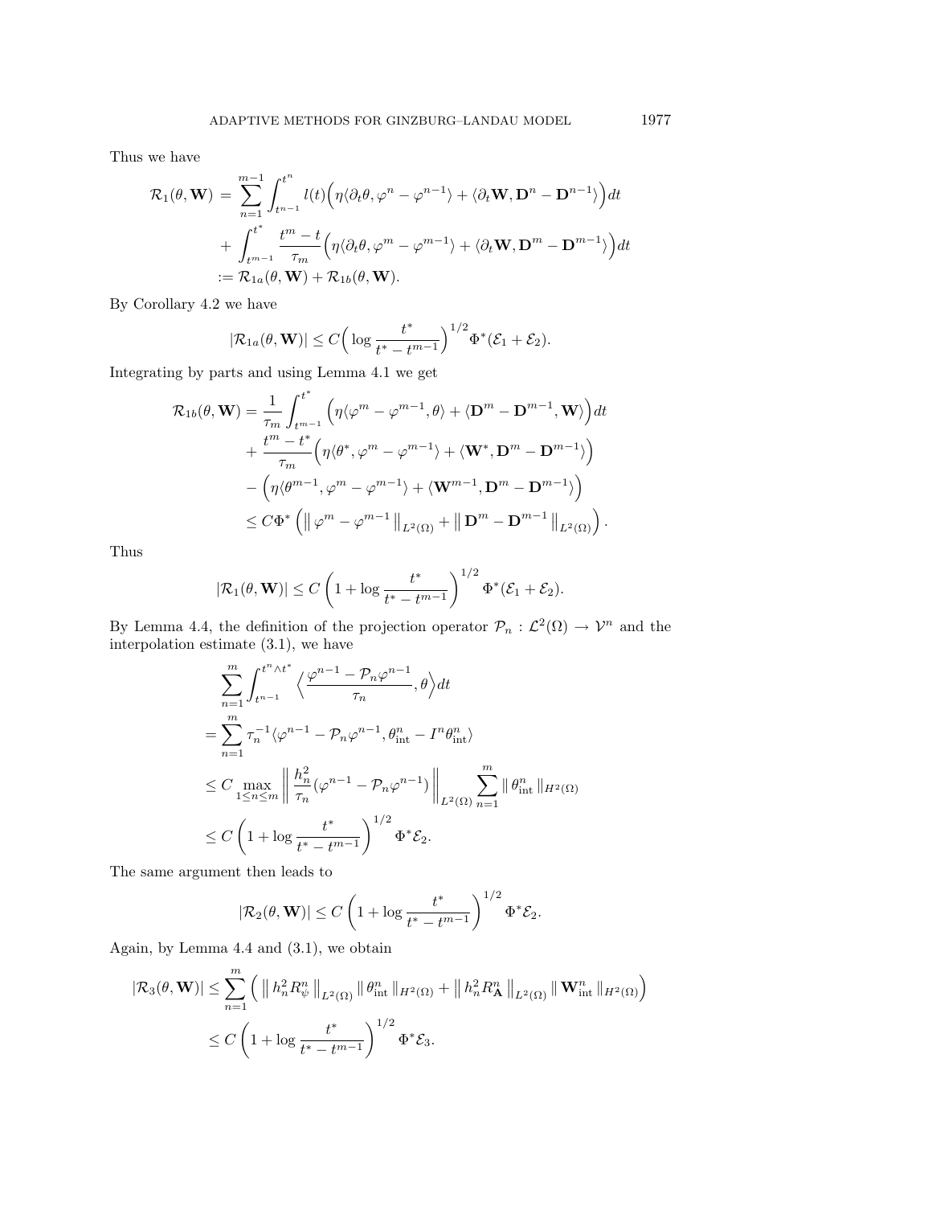Thus we have

$$
\begin{aligned}
\mathcal{R}_1(\theta, \mathbf{W}) &= \sum_{n=1}^{m-1} \int_{t^{n-1}}^{t^n} l(t)\Big(\eta\langle \partial_t \theta, \varphi^n - \varphi^{n-1}\rangle + \langle \partial_t \mathbf{W}, \mathbf{D}^n - \mathbf{D}^{n-1}\rangle\Big)dt \\
&\quad + \int_{t^{m-1}}^{t^*} \frac{t^m - t}{\tau_m}\Big(\eta\langle \partial_t \theta, \varphi^m - \varphi^{m-1}\rangle + \langle \partial_t \mathbf{W}, \mathbf{D}^m - \mathbf{D}^{m-1}\rangle\Big)dt \\
&:= \mathcal{R}_{1a}(\theta, \mathbf{W}) + \mathcal{R}_{1b}(\theta, \mathbf{W}).
\end{aligned}
$$

By Corollary 4.2 we have

$$
|\mathcal{R}_{1a}(\theta, \mathbf{W})| \le C\Big(\log \frac{t^*}{t^* - t^{m-1}}\Big)^{1/2} \Phi^*(\mathcal{E}_1 + \mathcal{E}_2).
$$

Integrating by parts and using Lemma 4.1 we get

$$
\begin{aligned}
\mathcal{R}_{1b}(\theta, \mathbf{W}) &= \frac{1}{\tau_m} \int_{t^{m-1}}^{t^*} \Big(\eta\langle \varphi^m - \varphi^{m-1}, \theta\rangle + \langle \mathbf{D}^m - \mathbf{D}^{m-1}, \mathbf{W}\rangle\Big)dt \\
&\quad + \frac{t^m - t^*}{\tau_m}\Big(\eta\langle \theta^*, \varphi^m - \varphi^{m-1}\rangle + \langle \mathbf{W}^*, \mathbf{D}^m - \mathbf{D}^{m-1}\rangle\Big) \\
&\quad - \Big(\eta\langle \theta^{m-1}, \varphi^m - \varphi^{m-1}\rangle + \langle \mathbf{W}^{m-1}, \mathbf{D}^m - \mathbf{D}^{m-1}\rangle\Big) \\
&\le C\Phi^*\left(\left\| \varphi^m - \varphi^{m-1} \right\|_{L^2(\Omega)} + \left\| \mathbf{D}^m - \mathbf{D}^{m-1} \right\|_{L^2(\Omega)}\right).
\end{aligned}
$$

Thus

$$
|\mathcal{R}_1(\theta, \mathbf{W})| \le C\left(1 + \log \frac{t^*}{t^* - t^{m-1}}\right)^{1/2} \Phi^*(\mathcal{E}_1 + \mathcal{E}_2).
$$

By Lemma 4.4, the definition of the projection operator $\mathcal{P}_n : \mathcal{L}^2(\Omega) \to \mathcal{V}^n$ and the interpolation estimate (3.1), we have

$$
\begin{aligned}
&\sum_{n=1}^{m} \int_{t^{n-1}}^{t^n \wedge t^*} \Big\langle \frac{\varphi^{n-1} - \mathcal{P}_n \varphi^{n-1}}{\tau_n}, \theta\Big\rangle dt \\
&= \sum_{n=1}^{m} \tau_n^{-1} \langle \varphi^{n-1} - \mathcal{P}_n \varphi^{n-1}, \theta_{\rm int}^n - I^n \theta_{\rm int}^n\rangle \\
&\le C \max_{1 \le n \le m} \left\| \frac{h_n^2}{\tau_n}(\varphi^{n-1} - \mathcal{P}_n \varphi^{n-1}) \right\|_{L^2(\Omega)} \sum_{n=1}^{m} \|\, \theta_{\rm int}^n \,\|_{H^2(\Omega)} \\
&\le C\left(1 + \log \frac{t^*}{t^* - t^{m-1}}\right)^{1/2} \Phi^* \mathcal{E}_2.
\end{aligned}
$$

The same argument then leads to

$$
|\mathcal{R}_2(\theta, \mathbf{W})| \le C\left(1 + \log \frac{t^*}{t^* - t^{m-1}}\right)^{1/2} \Phi^* \mathcal{E}_2.
$$

Again, by Lemma 4.4 and (3.1), we obtain

$$
\begin{aligned}
|\mathcal{R}_3(\theta, \mathbf{W})| &\le \sum_{n=1}^{m} \Big( \left\| h_n^2 R_\psi^n \right\|_{L^2(\Omega)} \|\, \theta_{\rm int}^n \,\|_{H^2(\Omega)} + \left\| h_n^2 R_{\mathbf{A}}^n \right\|_{L^2(\Omega)} \|\, \mathbf{W}_{\rm int}^n \,\|_{H^2(\Omega)}\Big) \\
&\le C\left(1 + \log \frac{t^*}{t^* - t^{m-1}}\right)^{1/2} \Phi^* \mathcal{E}_3.
\end{aligned}
$$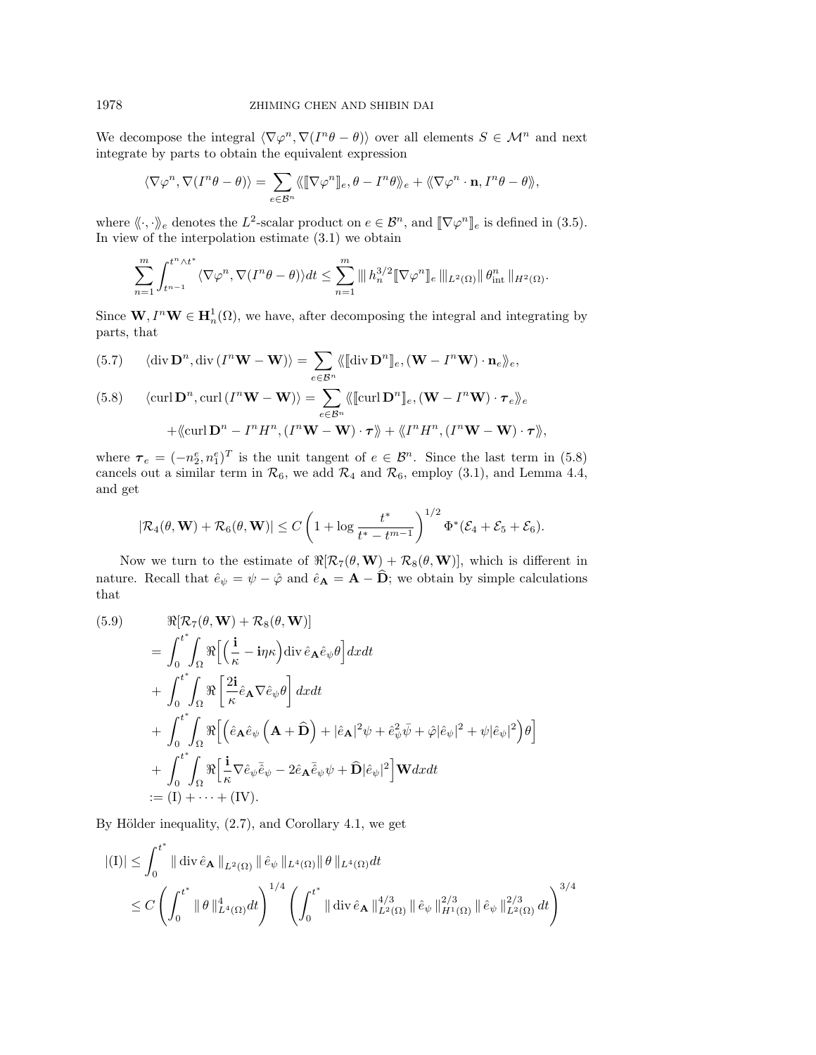We decompose the integral $\langle \nabla \varphi^n, \nabla(I^n\theta - \theta)\rangle$ over all elements $S \in \mathcal{M}^n$ and next integrate by parts to obtain the equivalent expression

$$\langle \nabla \varphi^n, \nabla(I^n\theta - \theta)\rangle = \sum_{e\in\mathcal{B}^n} \langle\!\langle [\![\nabla\varphi^n]\!]_e, \theta - I^n\theta\rangle\!\rangle_e + \langle\!\langle \nabla\varphi^n \cdot \mathbf{n}, I^n\theta - \theta\rangle\!\rangle,$$

where $\langle\!\langle\cdot,\cdot\rangle\!\rangle_e$ denotes the $L^2$-scalar product on $e \in \mathcal{B}^n$, and $[\![\nabla\varphi^n]\!]_e$ is defined in (3.5). In view of the interpolation estimate (3.1) we obtain

$$\sum_{n=1}^{m}\int_{t^{n-1}}^{t^n\wedge t^*} \langle \nabla\varphi^n, \nabla(I^n\theta-\theta)\rangle dt \le \sum_{n=1}^{m} |\!|\!|\, h_n^{3/2}[\![\nabla\varphi^n]\!]_e\, |\!|\!|_{L^2(\Omega)} \|\, \theta^n_{\rm int}\,\|_{H^2(\Omega)}.$$

Since $\mathbf{W}, I^n\mathbf{W} \in \mathbf{H}^1_n(\Omega)$, we have, after decomposing the integral and integrating by parts, that

$$\langle \operatorname{div}\mathbf{D}^n, \operatorname{div}(I^n\mathbf{W} - \mathbf{W})\rangle = \sum_{e\in\mathcal{B}^n} \langle\!\langle [\![\operatorname{div}\mathbf{D}^n]\!]_e, (\mathbf{W} - I^n\mathbf{W})\cdot\mathbf{n}_e\rangle\!\rangle_e, \tag{5.7}$$

$$\begin{aligned}\langle \operatorname{curl}\mathbf{D}^n, \operatorname{curl}(I^n\mathbf{W} - \mathbf{W})\rangle &= \sum_{e\in\mathcal{B}^n} \langle\!\langle [\![\operatorname{curl}\mathbf{D}^n]\!]_e, (\mathbf{W} - I^n\mathbf{W})\cdot\boldsymbol{\tau}_e\rangle\!\rangle_e \\ &\quad+ \langle\!\langle \operatorname{curl}\mathbf{D}^n - I^nH^n, (I^n\mathbf{W} - \mathbf{W})\cdot\boldsymbol{\tau}\rangle\!\rangle + \langle\!\langle I^nH^n, (I^n\mathbf{W} - \mathbf{W})\cdot\boldsymbol{\tau}\rangle\!\rangle,\end{aligned} \tag{5.8}$$

where $\boldsymbol{\tau}_e = (-n_2^e, n_1^e)^T$ is the unit tangent of $e \in \mathcal{B}^n$. Since the last term in (5.8) cancels out a similar term in $\mathcal{R}_6$, we add $\mathcal{R}_4$ and $\mathcal{R}_6$, employ (3.1), and Lemma 4.4, and get

$$|\mathcal{R}_4(\theta,\mathbf{W}) + \mathcal{R}_6(\theta,\mathbf{W})| \le C\left(1 + \log\frac{t^*}{t^* - t^{m-1}}\right)^{1/2} \Phi^*(\mathcal{E}_4 + \mathcal{E}_5 + \mathcal{E}_6).$$

Now we turn to the estimate of $\Re[\mathcal{R}_7(\theta,\mathbf{W}) + \mathcal{R}_8(\theta,\mathbf{W})]$, which is different in nature. Recall that $\hat{e}_\psi = \psi - \hat\varphi$ and $\hat{e}_{\mathbf{A}} = \mathbf{A} - \widehat{\mathbf{D}}$; we obtain by simple calculations that

$$\begin{aligned}&\Re[\mathcal{R}_7(\theta,\mathbf{W}) + \mathcal{R}_8(\theta,\mathbf{W})] \\ &= \int_0^{t^*}\int_\Omega \Re\Big[\Big(\frac{\mathbf{i}}{\kappa} - \mathbf{i}\eta\kappa\Big)\operatorname{div}\hat{e}_{\mathbf{A}}\hat{e}_\psi\theta\Big]dxdt \\ &+ \int_0^{t^*}\int_\Omega \Re\left[\frac{2\mathbf{i}}{\kappa}\hat{e}_{\mathbf{A}}\nabla\hat{e}_\psi\theta\right]dxdt \\ &+ \int_0^{t^*}\int_\Omega \Re\Big[\Big(\hat{e}_{\mathbf{A}}\hat{e}_\psi\left(\mathbf{A} + \widehat{\mathbf{D}}\right) + |\hat{e}_{\mathbf{A}}|^2\psi + \hat{e}_\psi^2\bar\psi + \hat\varphi|\hat{e}_\psi|^2 + \psi|\hat{e}_\psi|^2\Big)\theta\Big] \\ &+ \int_0^{t^*}\int_\Omega \Re\Big[\frac{\mathbf{i}}{\kappa}\nabla\hat{e}_\psi\bar{\hat{e}}_\psi - 2\hat{e}_{\mathbf{A}}\bar{\hat{e}}_\psi\psi + \widehat{\mathbf{D}}|\hat{e}_\psi|^2\Big]\mathbf{W}dxdt \\ &:= (\mathrm{I}) + \cdots + (\mathrm{IV}).\end{aligned} \tag{5.9}$$

By Hölder inequality, (2.7), and Corollary 4.1, we get

$$\begin{aligned}|(\mathrm{I})| &\le \int_0^{t^*} \|\operatorname{div}\hat{e}_{\mathbf{A}}\|_{L^2(\Omega)} \|\hat{e}_\psi\|_{L^4(\Omega)} \|\theta\|_{L^4(\Omega)}dt \\ &\le C\left(\int_0^{t^*}\|\theta\|^4_{L^4(\Omega)}dt\right)^{1/4}\left(\int_0^{t^*}\|\operatorname{div}\hat{e}_{\mathbf{A}}\|^{4/3}_{L^2(\Omega)}\|\hat{e}_\psi\|^{2/3}_{H^1(\Omega)}\|\hat{e}_\psi\|^{2/3}_{L^2(\Omega)}dt\right)^{3/4}\end{aligned}$$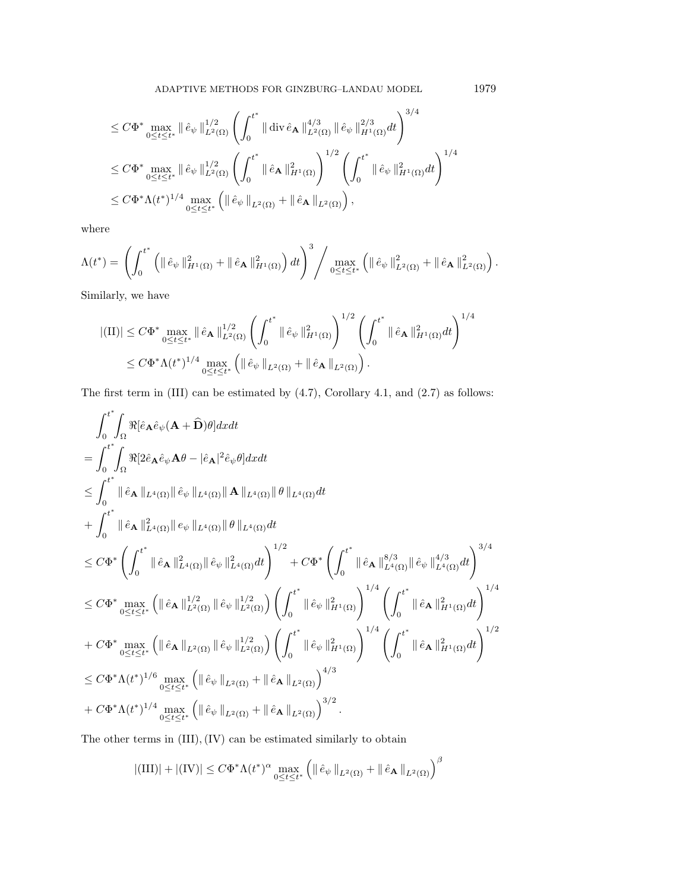$$
\begin{aligned}
&\leq C\Phi^* \max_{0\leq t\leq t^*} \|\, \hat{e}_\psi \,\|_{L^2(\Omega)}^{1/2} \left( \int_0^{t^*} \|\, \operatorname{div} \hat{e}_{\mathbf{A}} \,\|_{L^2(\Omega)}^{4/3} \|\, \hat{e}_\psi \,\|_{H^1(\Omega)}^{2/3} dt \right)^{3/4} \\
&\leq C\Phi^* \max_{0\leq t\leq t^*} \|\, \hat{e}_\psi \,\|_{L^2(\Omega)}^{1/2} \left( \int_0^{t^*} \|\, \hat{e}_{\mathbf{A}} \,\|_{H^1(\Omega)}^{2} \right)^{1/2} \left( \int_0^{t^*} \|\, \hat{e}_\psi \,\|_{H^1(\Omega)}^{2} dt \right)^{1/4} \\
&\leq C\Phi^* \Lambda(t^*)^{1/4} \max_{0\leq t\leq t^*} \left( \|\, \hat{e}_\psi \,\|_{L^2(\Omega)} + \|\, \hat{e}_{\mathbf{A}} \,\|_{L^2(\Omega)} \right),
\end{aligned}
$$

where

$$
\Lambda(t^*) = \left( \int_0^{t^*} \left( \|\, \hat{e}_\psi \,\|_{H^1(\Omega)}^2 + \|\, \hat{e}_{\mathbf{A}} \,\|_{H^1(\Omega)}^2 \right) dt \right)^3 \Bigg/ \max_{0\leq t\leq t^*} \left( \|\, \hat{e}_\psi \,\|_{L^2(\Omega)}^2 + \|\, \hat{e}_{\mathbf{A}} \,\|_{L^2(\Omega)}^2 \right).
$$

Similarly, we have

$$
\begin{aligned}
|(\mathrm{II})| &\leq C\Phi^* \max_{0\leq t\leq t^*} \|\, \hat{e}_{\mathbf{A}} \,\|_{L^2(\Omega)}^{1/2} \left( \int_0^{t^*} \|\, \hat{e}_\psi \,\|_{H^1(\Omega)}^{2} \right)^{1/2} \left( \int_0^{t^*} \|\, \hat{e}_{\mathbf{A}} \,\|_{H^1(\Omega)}^{2} dt \right)^{1/4} \\
&\leq C\Phi^* \Lambda(t^*)^{1/4} \max_{0\leq t\leq t^*} \left( \|\, \hat{e}_\psi \,\|_{L^2(\Omega)} + \|\, \hat{e}_{\mathbf{A}} \,\|_{L^2(\Omega)} \right).
\end{aligned}
$$

The first term in (III) can be estimated by (4.7), Corollary 4.1, and (2.7) as follows:

$$
\begin{aligned}
&\int_0^{t^*} \int_\Omega \Re[\hat{e}_{\mathbf{A}} \hat{e}_\psi (\mathbf{A} + \widehat{\mathbf{D}})\theta] dx dt \\
&= \int_0^{t^*} \int_\Omega \Re[2\hat{e}_{\mathbf{A}} \hat{e}_\psi \mathbf{A}\theta - |\hat{e}_{\mathbf{A}}|^2 \hat{e}_\psi \theta] dx dt \\
&\leq \int_0^{t^*} \|\, \hat{e}_{\mathbf{A}} \,\|_{L^4(\Omega)} \|\, \hat{e}_\psi \,\|_{L^4(\Omega)} \|\, \mathbf{A} \,\|_{L^4(\Omega)} \|\, \theta \,\|_{L^4(\Omega)} dt \\
&+ \int_0^{t^*} \|\, \hat{e}_{\mathbf{A}} \,\|_{L^4(\Omega)}^2 \|\, e_\psi \,\|_{L^4(\Omega)} \|\, \theta \,\|_{L^4(\Omega)} dt \\
&\leq C\Phi^* \left( \int_0^{t^*} \|\, \hat{e}_{\mathbf{A}} \,\|_{L^4(\Omega)}^2 \|\, \hat{e}_\psi \,\|_{L^4(\Omega)}^2 dt \right)^{1/2} + C\Phi^* \left( \int_0^{t^*} \|\, \hat{e}_{\mathbf{A}} \,\|_{L^4(\Omega)}^{8/3} \|\, \hat{e}_\psi \,\|_{L^4(\Omega)}^{4/3} dt \right)^{3/4} \\
&\leq C\Phi^* \max_{0\leq t\leq t^*} \left( \|\, \hat{e}_{\mathbf{A}} \,\|_{L^2(\Omega)}^{1/2} \|\, \hat{e}_\psi \,\|_{L^2(\Omega)}^{1/2} \right) \left( \int_0^{t^*} \|\, \hat{e}_\psi \,\|_{H^1(\Omega)}^{2} \right)^{1/4} \left( \int_0^{t^*} \|\, \hat{e}_{\mathbf{A}} \,\|_{H^1(\Omega)}^{2} dt \right)^{1/4} \\
&+ C\Phi^* \max_{0\leq t\leq t^*} \left( \|\, \hat{e}_{\mathbf{A}} \,\|_{L^2(\Omega)} \|\, \hat{e}_\psi \,\|_{L^2(\Omega)}^{1/2} \right) \left( \int_0^{t^*} \|\, \hat{e}_\psi \,\|_{H^1(\Omega)}^{2} \right)^{1/4} \left( \int_0^{t^*} \|\, \hat{e}_{\mathbf{A}} \,\|_{H^1(\Omega)}^{2} dt \right)^{1/2} \\
&\leq C\Phi^* \Lambda(t^*)^{1/6} \max_{0\leq t\leq t^*} \left( \|\, \hat{e}_\psi \,\|_{L^2(\Omega)} + \|\, \hat{e}_{\mathbf{A}} \,\|_{L^2(\Omega)} \right)^{4/3} \\
&+ C\Phi^* \Lambda(t^*)^{1/4} \max_{0\leq t\leq t^*} \left( \|\, \hat{e}_\psi \,\|_{L^2(\Omega)} + \|\, \hat{e}_{\mathbf{A}} \,\|_{L^2(\Omega)} \right)^{3/2}.
\end{aligned}
$$

The other terms in (III), (IV) can be estimated similarly to obtain

$$
|(\mathrm{III})| + |(\mathrm{IV})| \leq C\Phi^* \Lambda(t^*)^\alpha \max_{0\leq t\leq t^*} \left( \|\, \hat{e}_\psi \,\|_{L^2(\Omega)} + \|\, \hat{e}_{\mathbf{A}} \,\|_{L^2(\Omega)} \right)^\beta
$$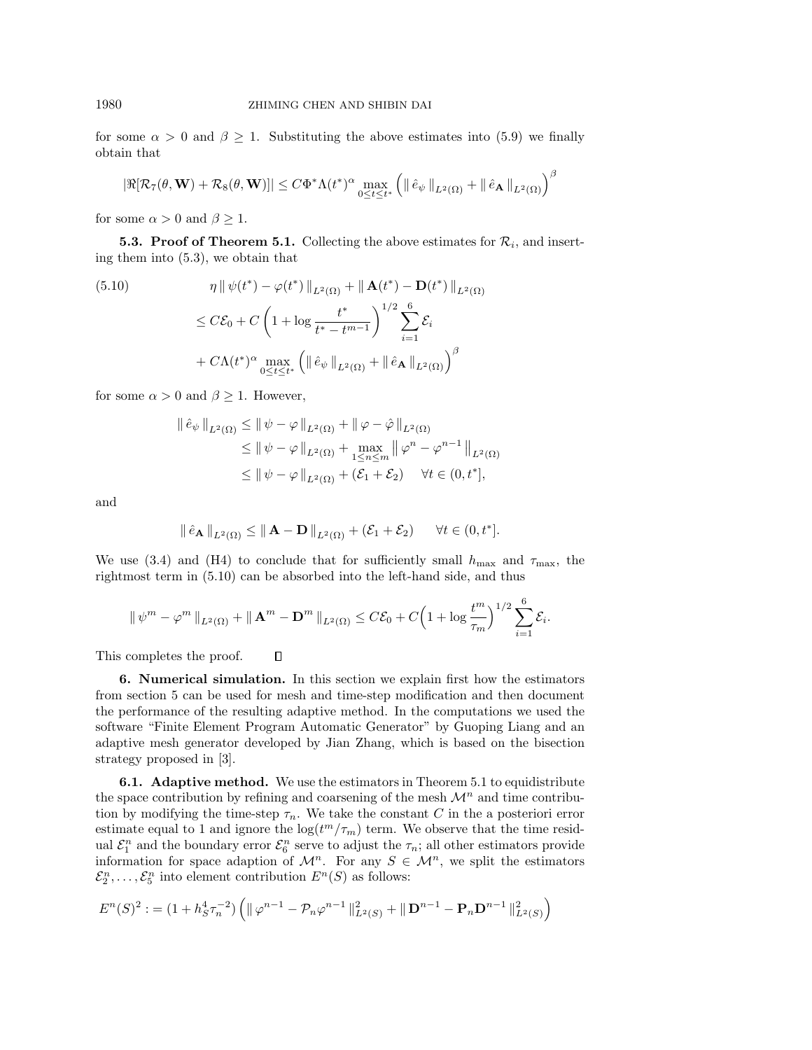for some $\alpha > 0$ and $\beta \geq 1$. Substituting the above estimates into (5.9) we finally obtain that

$$|\Re[\mathcal{R}_7(\theta, \mathbf{W}) + \mathcal{R}_8(\theta, \mathbf{W})]| \leq C\Phi^*\Lambda(t^*)^\alpha \max_{0\leq t\leq t^*} \Big(\| \hat{e}_\psi \|_{L^2(\Omega)} + \| \hat{e}_\mathbf{A} \|_{L^2(\Omega)}\Big)^\beta$$

for some $\alpha > 0$ and $\beta \geq 1$.

**5.3. Proof of Theorem 5.1.** Collecting the above estimates for $\mathcal{R}_i$, and inserting them into (5.3), we obtain that

$$\begin{aligned}
(5.10) \qquad & \eta \| \psi(t^*) - \varphi(t^*) \|_{L^2(\Omega)} + \| \mathbf{A}(t^*) - \mathbf{D}(t^*) \|_{L^2(\Omega)} \\
& \leq C\mathcal{E}_0 + C\left(1 + \log \frac{t^*}{t^* - t^{m-1}}\right)^{1/2} \sum_{i=1}^{6} \mathcal{E}_i \\
& \quad + C\Lambda(t^*)^\alpha \max_{0\leq t\leq t^*} \Big(\| \hat{e}_\psi \|_{L^2(\Omega)} + \| \hat{e}_\mathbf{A} \|_{L^2(\Omega)}\Big)^\beta
\end{aligned}$$

for some $\alpha > 0$ and $\beta \geq 1$. However,

$$\begin{aligned}
\| \hat{e}_\psi \|_{L^2(\Omega)} &\leq \| \psi - \varphi \|_{L^2(\Omega)} + \| \varphi - \hat{\varphi} \|_{L^2(\Omega)} \\
&\leq \| \psi - \varphi \|_{L^2(\Omega)} + \max_{1\leq n\leq m} \| \varphi^n - \varphi^{n-1} \|_{L^2(\Omega)} \\
&\leq \| \psi - \varphi \|_{L^2(\Omega)} + (\mathcal{E}_1 + \mathcal{E}_2) \quad \forall t \in (0, t^*],
\end{aligned}$$

and

$$\| \hat{e}_\mathbf{A} \|_{L^2(\Omega)} \leq \| \mathbf{A} - \mathbf{D} \|_{L^2(\Omega)} + (\mathcal{E}_1 + \mathcal{E}_2) \qquad \forall t \in (0, t^*].$$

We use (3.4) and (H4) to conclude that for sufficiently small $h_{\max}$ and $\tau_{\max}$, the rightmost term in (5.10) can be absorbed into the left-hand side, and thus

$$\| \psi^m - \varphi^m \|_{L^2(\Omega)} + \| \mathbf{A}^m - \mathbf{D}^m \|_{L^2(\Omega)} \leq C\mathcal{E}_0 + C\Big(1 + \log \frac{t^m}{\tau_m}\Big)^{1/2} \sum_{i=1}^{6} \mathcal{E}_i.$$

This completes the proof. $\square$

## 6. Numerical simulation.

In this section we explain first how the estimators from section 5 can be used for mesh and time-step modification and then document the performance of the resulting adaptive method. In the computations we used the software "Finite Element Program Automatic Generator" by Guoping Liang and an adaptive mesh generator developed by Jian Zhang, which is based on the bisection strategy proposed in [3].

**6.1. Adaptive method.** We use the estimators in Theorem 5.1 to equidistribute the space contribution by refining and coarsening of the mesh $\mathcal{M}^n$ and time contribution by modifying the time-step $\tau_n$. We take the constant $C$ in the a posteriori error estimate equal to 1 and ignore the $\log(t^m/\tau_m)$ term. We observe that the time residual $\mathcal{E}_1^n$ and the boundary error $\mathcal{E}_6^n$ serve to adjust the $\tau_n$; all other estimators provide information for space adaption of $\mathcal{M}^n$. For any $S \in \mathcal{M}^n$, we split the estimators $\mathcal{E}_2^n, \ldots, \mathcal{E}_5^n$ into element contribution $E^n(S)$ as follows:

$$E^n(S)^2 := (1 + h_S^4\tau_n^{-2})\Big(\| \varphi^{n-1} - \mathcal{P}_n\varphi^{n-1} \|_{L^2(S)}^2 + \| \mathbf{D}^{n-1} - \mathbf{P}_n\mathbf{D}^{n-1} \|_{L^2(S)}^2\Big)$$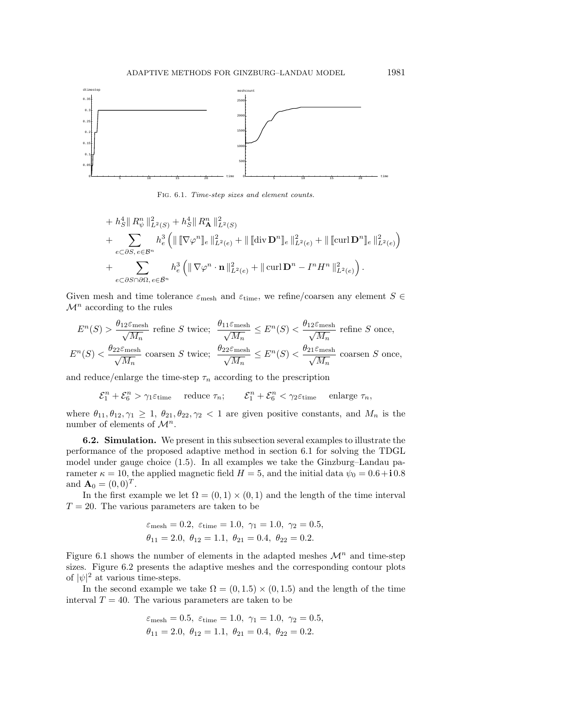dtimestep

0.35

0.3

0.25

0.2

0.15

0.1

0.05

0 5 10 15 20 time

meshcount

2500

2000

1500

1000

500

0 5 10 15 20 time

Fig. 6.1. *Time-step sizes and element counts.*

$$
\begin{aligned}
&+ h_S^4 \| R_\psi^n \|_{L^2(S)}^2 + h_S^4 \| R_{\mathbf{A}}^n \|_{L^2(S)}^2 \\
&+ \sum_{e \subset \partial S,\, e \in \mathcal{B}^n} h_e^3 \left( \| [\![ \nabla \varphi^n ]\!]_e \|_{L^2(e)}^2 + \| [\![ \operatorname{div} \mathbf{D}^n ]\!]_e \|_{L^2(e)}^2 + \| [\![ \operatorname{curl} \mathbf{D}^n ]\!]_e \|_{L^2(e)}^2 \right) \\
&+ \sum_{e \subset \partial S \cap \partial\Omega,\, e \in \bar{\mathcal{B}}^n} h_e^3 \left( \| \nabla \varphi^n \cdot \mathbf{n} \|_{L^2(e)}^2 + \| \operatorname{curl} \mathbf{D}^n - I^n H^n \|_{L^2(e)}^2 \right).
\end{aligned}
$$

Given mesh and time tolerance $\varepsilon_{\mathrm{mesh}}$ and $\varepsilon_{\mathrm{time}}$, we refine/coarsen any element $S \in \mathcal{M}^n$ according to the rules

$$
\begin{aligned}
E^n(S) &> \frac{\theta_{12}\varepsilon_{\mathrm{mesh}}}{\sqrt{M_n}} \text{ refine } S \text{ twice}; \quad \frac{\theta_{11}\varepsilon_{\mathrm{mesh}}}{\sqrt{M_n}} \le E^n(S) < \frac{\theta_{12}\varepsilon_{\mathrm{mesh}}}{\sqrt{M_n}} \text{ refine } S \text{ once}, \\
E^n(S) &< \frac{\theta_{22}\varepsilon_{\mathrm{mesh}}}{\sqrt{M_n}} \text{ coarsen } S \text{ twice}; \quad \frac{\theta_{22}\varepsilon_{\mathrm{mesh}}}{\sqrt{M_n}} \le E^n(S) < \frac{\theta_{21}\varepsilon_{\mathrm{mesh}}}{\sqrt{M_n}} \text{ coarsen } S \text{ once},
\end{aligned}
$$

and reduce/enlarge the time-step $\tau_n$ according to the prescription

$$
\mathcal{E}_1^n + \mathcal{E}_6^n > \gamma_1 \varepsilon_{\mathrm{time}} \quad \text{reduce } \tau_n; \qquad \mathcal{E}_1^n + \mathcal{E}_6^n < \gamma_2 \varepsilon_{\mathrm{time}} \quad \text{enlarge } \tau_n,
$$

where $\theta_{11}, \theta_{12}, \gamma_1 \ge 1$, $\theta_{21}, \theta_{22}, \gamma_2 < 1$ are given positive constants, and $M_n$ is the number of elements of $\mathcal{M}^n$.

**6.2. Simulation.** We present in this subsection several examples to illustrate the performance of the proposed adaptive method in section 6.1 for solving the TDGL model under gauge choice (1.5). In all examples we take the Ginzburg–Landau parameter $\kappa = 10$, the applied magnetic field $H = 5$, and the initial data $\psi_0 = 0.6 + \mathbf{i}\,0.8$ and $\mathbf{A}_0 = (0, 0)^T$.

In the first example we let $\Omega = (0, 1) \times (0, 1)$ and the length of the time interval $T = 20$. The various parameters are taken to be

$$
\begin{aligned}
&\varepsilon_{\mathrm{mesh}} = 0.2,\ \varepsilon_{\mathrm{time}} = 1.0,\ \gamma_1 = 1.0,\ \gamma_2 = 0.5, \\
&\theta_{11} = 2.0,\ \theta_{12} = 1.1,\ \theta_{21} = 0.4,\ \theta_{22} = 0.2.
\end{aligned}
$$

Figure 6.1 shows the number of elements in the adapted meshes $\mathcal{M}^n$ and time-step sizes. Figure 6.2 presents the adaptive meshes and the corresponding contour plots of $|\psi|^2$ at various time-steps.

In the second example we take $\Omega = (0, 1.5) \times (0, 1.5)$ and the length of the time interval $T = 40$. The various parameters are taken to be

$$
\begin{aligned}
&\varepsilon_{\mathrm{mesh}} = 0.5,\ \varepsilon_{\mathrm{time}} = 1.0,\ \gamma_1 = 1.0,\ \gamma_2 = 0.5, \\
&\theta_{11} = 2.0,\ \theta_{12} = 1.1,\ \theta_{21} = 0.4,\ \theta_{22} = 0.2.
\end{aligned}
$$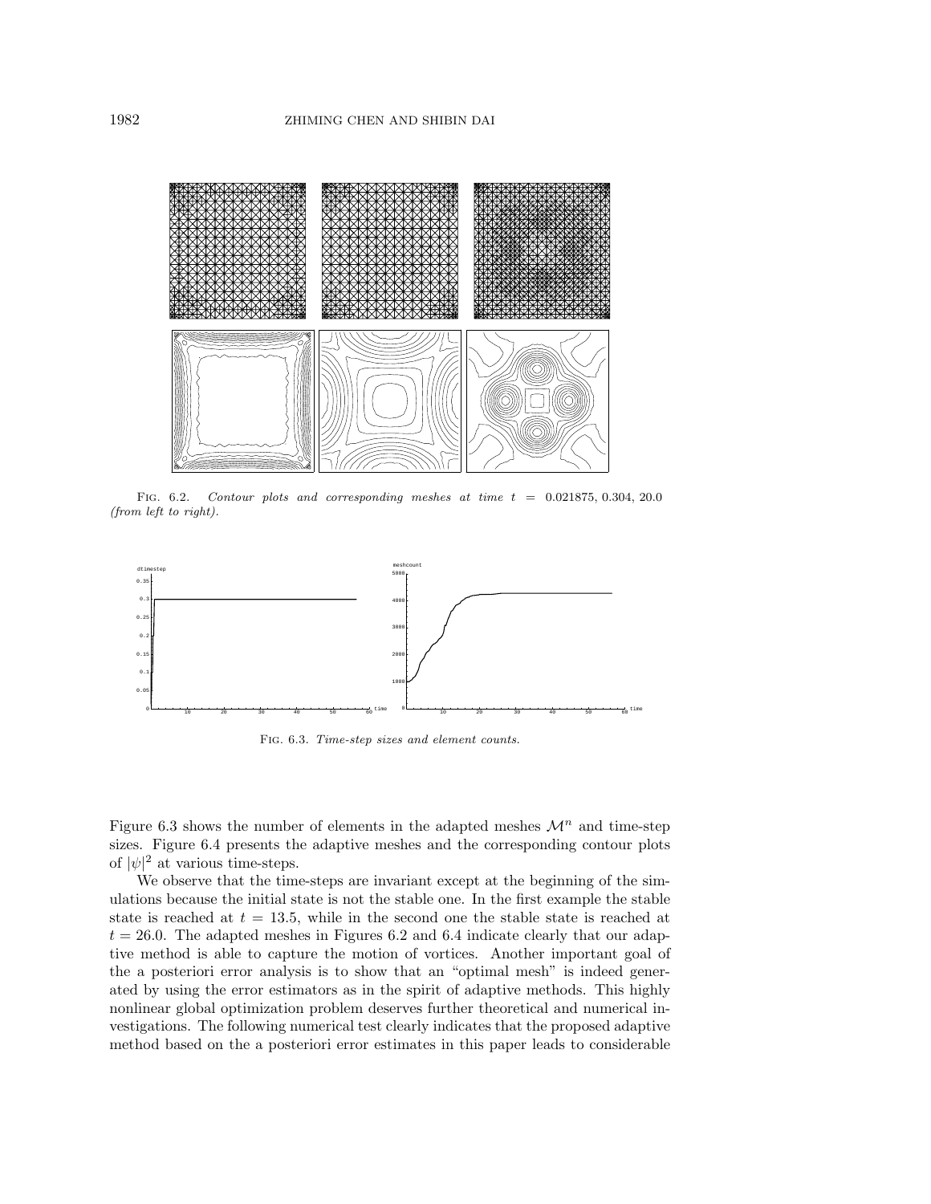FIG. 6.2. *Contour plots and corresponding meshes at time $t = 0.021875, 0.304, 20.0$ (from left to right).*

dtimestep
0.35
0.3
0.25
0.2
0.15
0.1
0.05
0
10 20 30 40 50 60 time

meshcount
5000
4000
3000
2000
1000
0
10 20 30 40 50 60 time

FIG. 6.3. *Time-step sizes and element counts.*

Figure 6.3 shows the number of elements in the adapted meshes $\mathcal{M}^n$ and time-step sizes. Figure 6.4 presents the adaptive meshes and the corresponding contour plots of $|\psi|^2$ at various time-steps.

We observe that the time-steps are invariant except at the beginning of the simulations because the initial state is not the stable one. In the first example the stable state is reached at $t = 13.5$, while in the second one the stable state is reached at $t = 26.0$. The adapted meshes in Figures 6.2 and 6.4 indicate clearly that our adaptive method is able to capture the motion of vortices. Another important goal of the a posteriori error analysis is to show that an "optimal mesh" is indeed generated by using the error estimators as in the spirit of adaptive methods. This highly nonlinear global optimization problem deserves further theoretical and numerical investigations. The following numerical test clearly indicates that the proposed adaptive method based on the a posteriori error estimates in this paper leads to considerable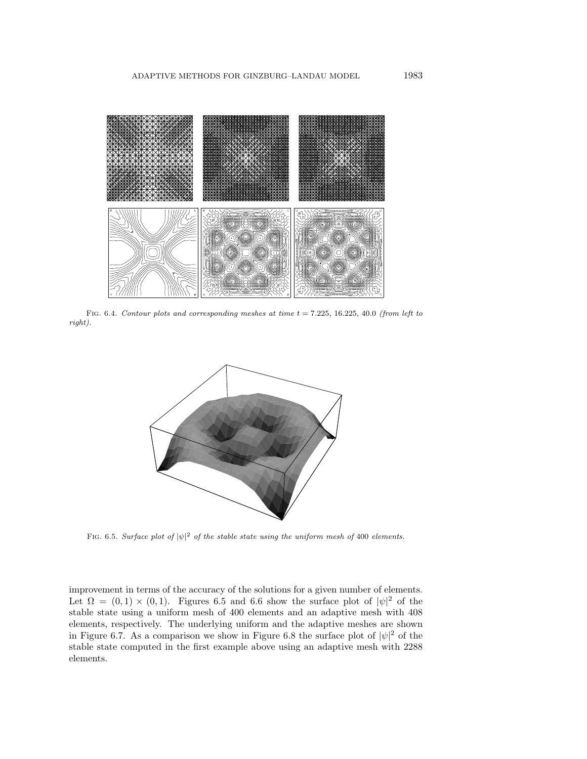FIG. 6.4. *Contour plots and corresponding meshes at time $t = 7.225$, $16.225$, $40.0$ (from left to right).*

FIG. 6.5. *Surface plot of $|\psi|^2$ of the stable state using the uniform mesh of 400 elements.*

improvement in terms of the accuracy of the solutions for a given number of elements. Let $\Omega = (0, 1) \times (0, 1)$. Figures 6.5 and 6.6 show the surface plot of $|\psi|^2$ of the stable state using a uniform mesh of 400 elements and an adaptive mesh with 408 elements, respectively. The underlying uniform and the adaptive meshes are shown in Figure 6.7. As a comparison we show in Figure 6.8 the surface plot of $|\psi|^2$ of the stable state computed in the first example above using an adaptive mesh with 2288 elements.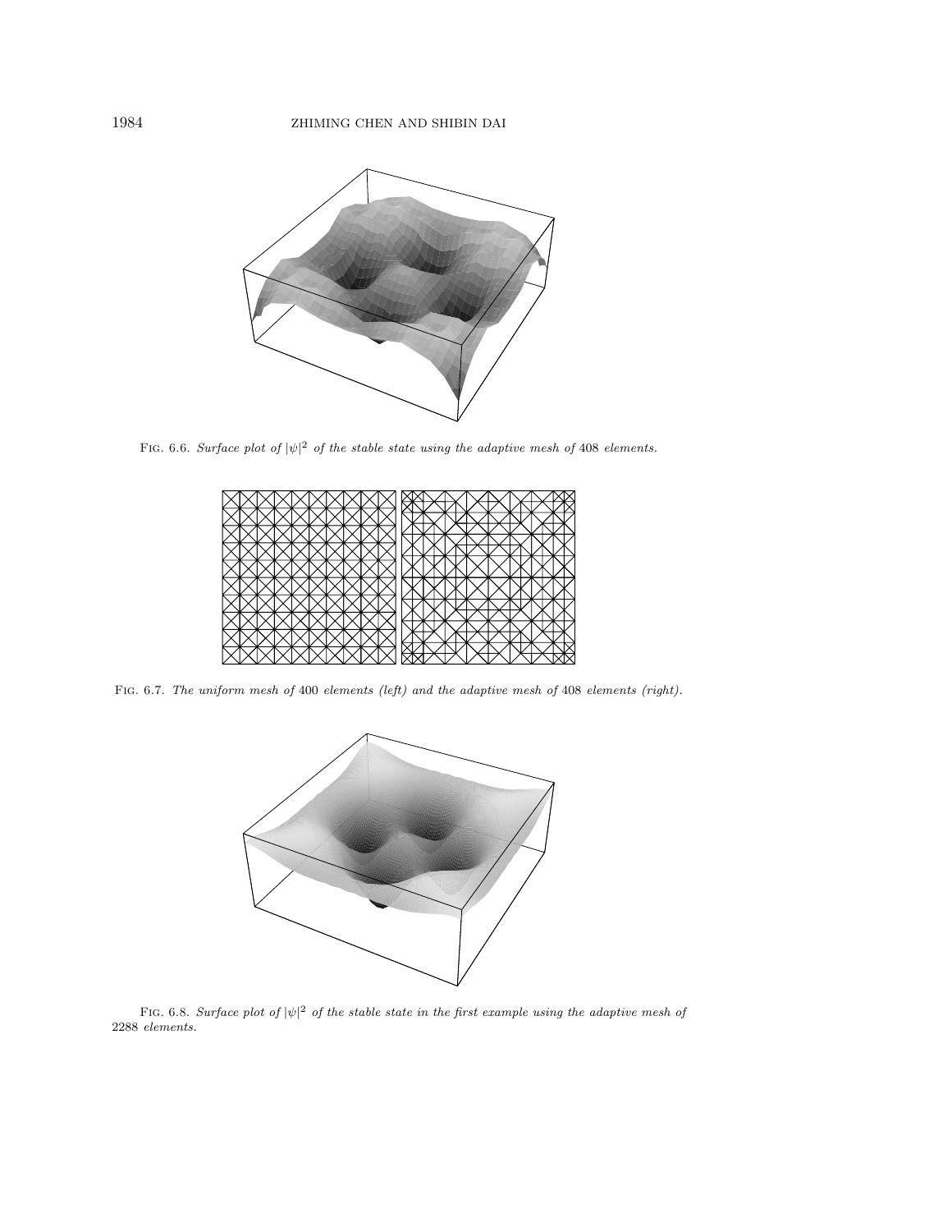Fig. 6.6. *Surface plot of* $|\psi|^2$ *of the stable state using the adaptive mesh of* 408 *elements.*

Fig. 6.7. *The uniform mesh of* 400 *elements (left) and the adaptive mesh of* 408 *elements (right).*

Fig. 6.8. *Surface plot of* $|\psi|^2$ *of the stable state in the first example using the adaptive mesh of* 2288 *elements.*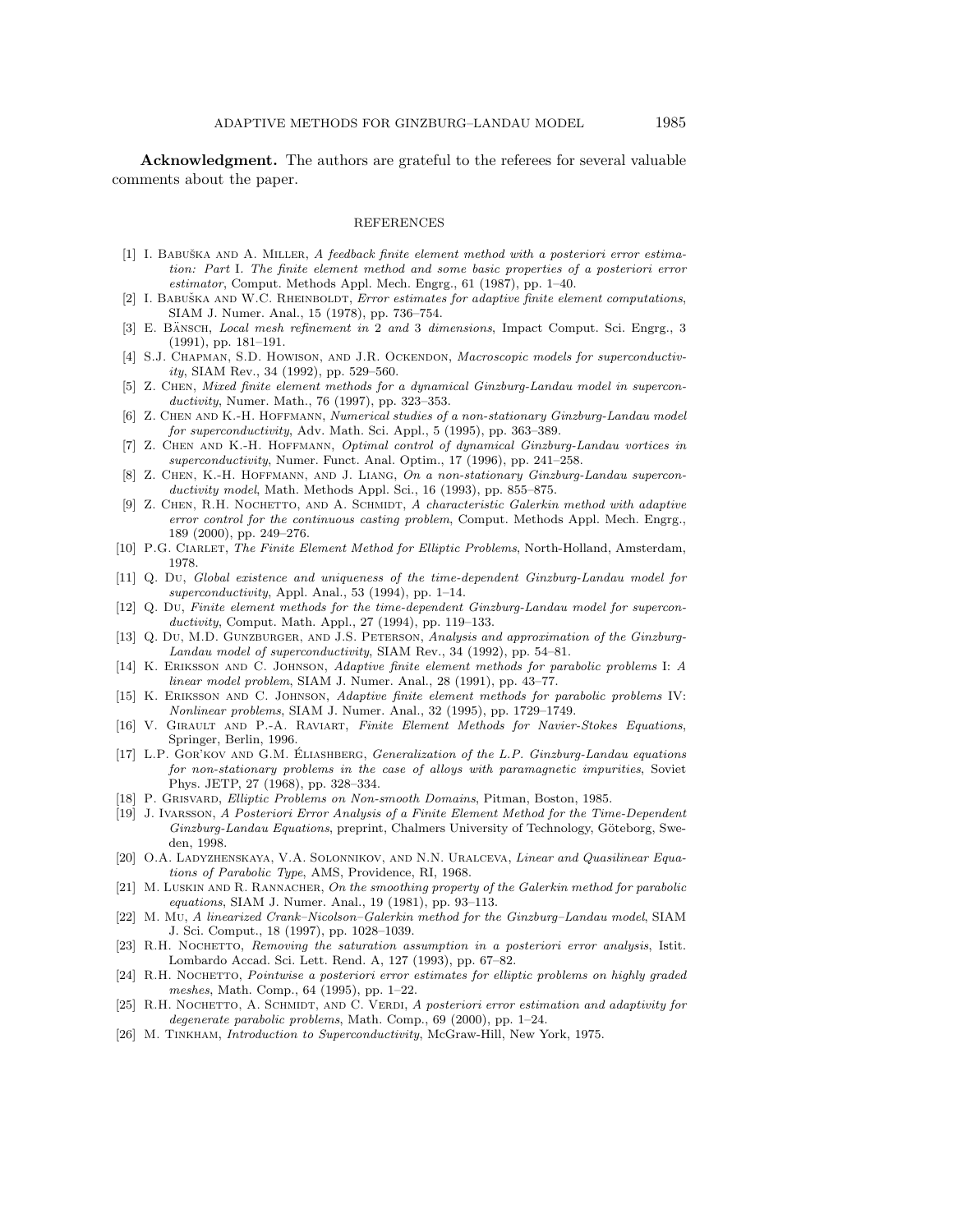**Acknowledgment.** The authors are grateful to the referees for several valuable comments about the paper.

## REFERENCES

[1] I. Babuška and A. Miller, *A feedback finite element method with a posteriori error estimation: Part* I. *The finite element method and some basic properties of a posteriori error estimator*, Comput. Methods Appl. Mech. Engrg., 61 (1987), pp. 1–40.

[2] I. Babuška and W.C. Rheinboldt, *Error estimates for adaptive finite element computations*, SIAM J. Numer. Anal., 15 (1978), pp. 736–754.

[3] E. Bänsch, *Local mesh refinement in* 2 *and* 3 *dimensions*, Impact Comput. Sci. Engrg., 3 (1991), pp. 181–191.

[4] S.J. Chapman, S.D. Howison, and J.R. Ockendon, *Macroscopic models for superconductivity*, SIAM Rev., 34 (1992), pp. 529–560.

[5] Z. Chen, *Mixed finite element methods for a dynamical Ginzburg-Landau model in superconductivity*, Numer. Math., 76 (1997), pp. 323–353.

[6] Z. Chen and K.-H. Hoffmann, *Numerical studies of a non-stationary Ginzburg-Landau model for superconductivity*, Adv. Math. Sci. Appl., 5 (1995), pp. 363–389.

[7] Z. Chen and K.-H. Hoffmann, *Optimal control of dynamical Ginzburg-Landau vortices in superconductivity*, Numer. Funct. Anal. Optim., 17 (1996), pp. 241–258.

[8] Z. Chen, K.-H. Hoffmann, and J. Liang, *On a non-stationary Ginzburg-Landau superconductivity model*, Math. Methods Appl. Sci., 16 (1993), pp. 855–875.

[9] Z. Chen, R.H. Nochetto, and A. Schmidt, *A characteristic Galerkin method with adaptive error control for the continuous casting problem*, Comput. Methods Appl. Mech. Engrg., 189 (2000), pp. 249–276.

[10] P.G. Ciarlet, *The Finite Element Method for Elliptic Problems*, North-Holland, Amsterdam, 1978.

[11] Q. Du, *Global existence and uniqueness of the time-dependent Ginzburg-Landau model for superconductivity*, Appl. Anal., 53 (1994), pp. 1–14.

[12] Q. Du, *Finite element methods for the time-dependent Ginzburg-Landau model for superconductivity*, Comput. Math. Appl., 27 (1994), pp. 119–133.

[13] Q. Du, M.D. Gunzburger, and J.S. Peterson, *Analysis and approximation of the Ginzburg-Landau model of superconductivity*, SIAM Rev., 34 (1992), pp. 54–81.

[14] K. Eriksson and C. Johnson, *Adaptive finite element methods for parabolic problems* I: *A linear model problem*, SIAM J. Numer. Anal., 28 (1991), pp. 43–77.

[15] K. Eriksson and C. Johnson, *Adaptive finite element methods for parabolic problems* IV: *Nonlinear problems*, SIAM J. Numer. Anal., 32 (1995), pp. 1729–1749.

[16] V. Girault and P.-A. Raviart, *Finite Element Methods for Navier-Stokes Equations*, Springer, Berlin, 1996.

[17] L.P. Gor'kov and G.M. Éliashberg, *Generalization of the L.P. Ginzburg-Landau equations for non-stationary problems in the case of alloys with paramagnetic impurities*, Soviet Phys. JETP, 27 (1968), pp. 328–334.

[18] P. Grisvard, *Elliptic Problems on Non-smooth Domains*, Pitman, Boston, 1985.

[19] J. Ivarsson, *A Posteriori Error Analysis of a Finite Element Method for the Time-Dependent Ginzburg-Landau Equations*, preprint, Chalmers University of Technology, Göteborg, Sweden, 1998.

[20] O.A. Ladyzhenskaya, V.A. Solonnikov, and N.N. Uralceva, *Linear and Quasilinear Equations of Parabolic Type*, AMS, Providence, RI, 1968.

[21] M. Luskin and R. Rannacher, *On the smoothing property of the Galerkin method for parabolic equations*, SIAM J. Numer. Anal., 19 (1981), pp. 93–113.

[22] M. Mu, *A linearized Crank–Nicolson–Galerkin method for the Ginzburg–Landau model*, SIAM J. Sci. Comput., 18 (1997), pp. 1028–1039.

[23] R.H. Nochetto, *Removing the saturation assumption in a posteriori error analysis*, Istit. Lombardo Accad. Sci. Lett. Rend. A, 127 (1993), pp. 67–82.

[24] R.H. Nochetto, *Pointwise a posteriori error estimates for elliptic problems on highly graded meshes*, Math. Comp., 64 (1995), pp. 1–22.

[25] R.H. Nochetto, A. Schmidt, and C. Verdi, *A posteriori error estimation and adaptivity for degenerate parabolic problems*, Math. Comp., 69 (2000), pp. 1–24.

[26] M. Tinkham, *Introduction to Superconductivity*, McGraw-Hill, New York, 1975.